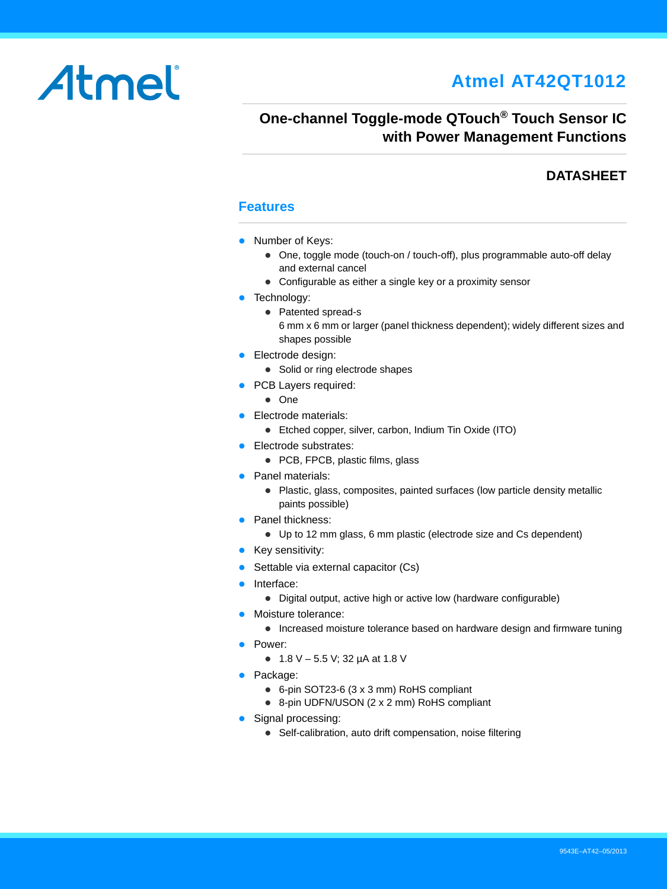Atmel

# Atmel AT42QT1012

## One-channel Toggle-mode QTouch® Touch Sensor IC with Power Management Functions

**DATASHEET**

### Features

- Number of Keys:
  - One, toggle mode (touch-on / touch-off), plus programmable auto-off delay and external cancel
  - Configurable as either a single key or a proximity sensor
- Technology:
  - Patented spread-s
    6 mm x 6 mm or larger (panel thickness dependent); widely different sizes and shapes possible
- Electrode design:
  - Solid or ring electrode shapes
- PCB Layers required:
  - One
- Electrode materials:
  - Etched copper, silver, carbon, Indium Tin Oxide (ITO)
- Electrode substrates:
  - PCB, FPCB, plastic films, glass
- Panel materials:
  - Plastic, glass, composites, painted surfaces (low particle density metallic paints possible)
- Panel thickness:
  - Up to 12 mm glass, 6 mm plastic (electrode size and Cs dependent)
- Key sensitivity:
- Settable via external capacitor (Cs)
- Interface:
  - Digital output, active high or active low (hardware configurable)
- Moisture tolerance:
  - Increased moisture tolerance based on hardware design and firmware tuning
- Power:
  - 1.8 V – 5.5 V; 32 µA at 1.8 V
- Package:
  - 6-pin SOT23-6 (3 x 3 mm) RoHS compliant
  - 8-pin UDFN/USON (2 x 2 mm) RoHS compliant
- Signal processing:
  - Self-calibration, auto drift compensation, noise filtering

9543E–AT42–05/2013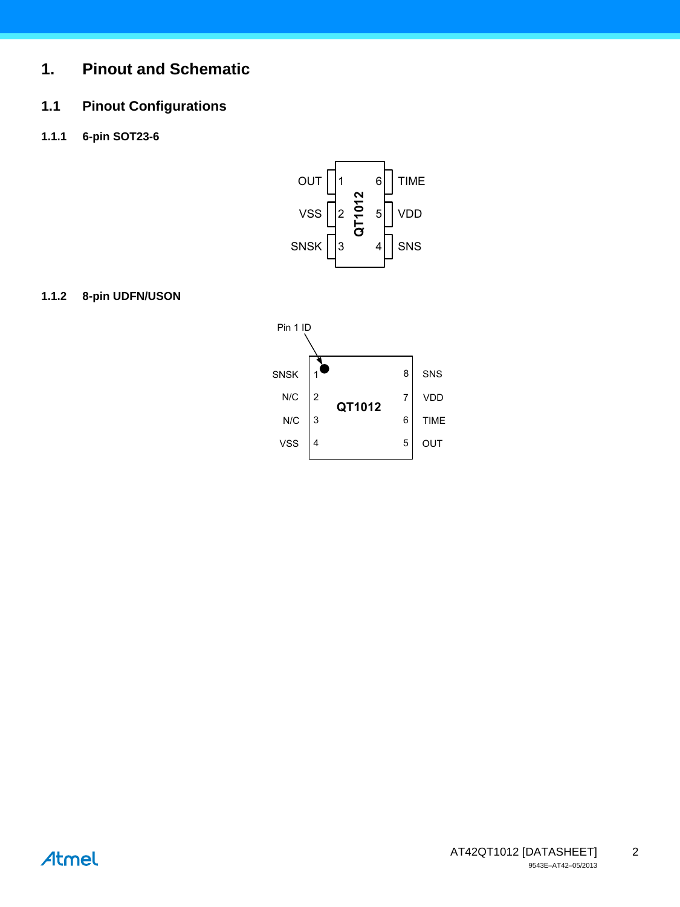# 1. Pinout and Schematic

## 1.1 Pinout Configurations

### 1.1.1 6-pin SOT23-6

| Pin | Name | Pin | Name |
|---|---|---|---|
| 1 | OUT | 6 | TIME |
| 2 | VSS | 5 | VDD |
| 3 | SNSK | 4 | SNS |

QT1012

### 1.1.2 8-pin UDFN/USON

Pin 1 ID

| Pin | Name | Pin | Name |
|---|---|---|---|
| 1 | SNSK | 8 | SNS |
| 2 | N/C | 7 | VDD |
| 3 | N/C | 6 | TIME |
| 4 | VSS | 5 | OUT |

QT1012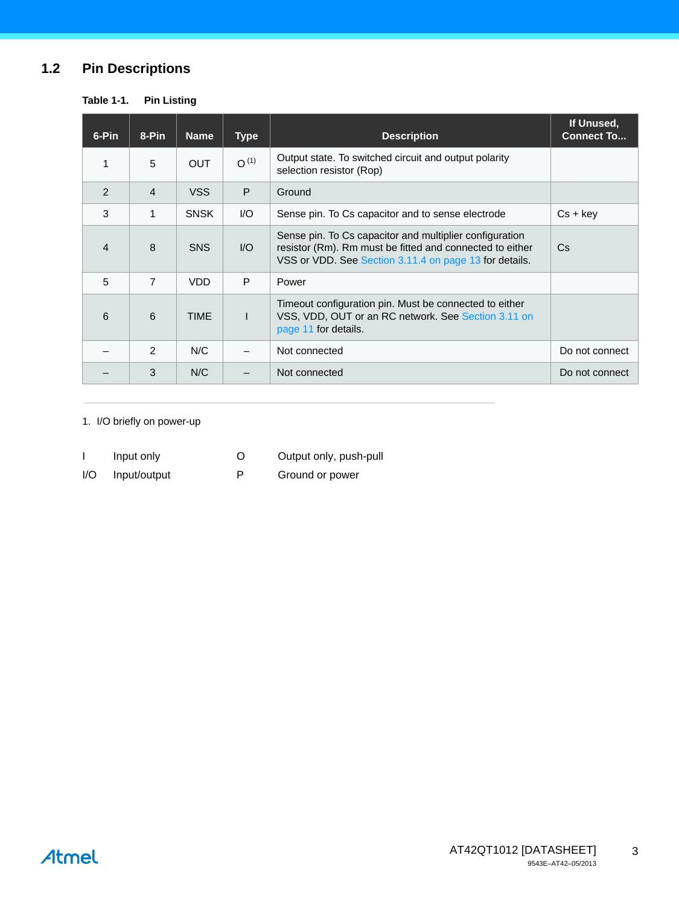## 1.2 Pin Descriptions

**Table 1-1. Pin Listing**

| 6-Pin | 8-Pin | Name | Type | Description | If Unused, Connect To... |
|---|---|---|---|---|---|
| 1 | 5 | OUT | O [1] | Output state. To switched circuit and output polarity selection resistor (Rop) | |
| 2 | 4 | VSS | P | Ground | |
| 3 | 1 | SNSK | I/O | Sense pin. To Cs capacitor and to sense electrode | Cs + key |
| 4 | 8 | SNS | I/O | Sense pin. To Cs capacitor and multiplier configuration resistor (Rm). Rm must be fitted and connected to either VSS or VDD. See Section 3.11.4 on page 13 for details. | Cs |
| 5 | 7 | VDD | P | Power | |
| 6 | 6 | TIME | I | Timeout configuration pin. Must be connected to either VSS, VDD, OUT or an RC network. See Section 3.11 on page 11 for details. | |
| – | 2 | N/C | – | Not connected | Do not connect |
| – | 3 | N/C | – | Not connected | Do not connect |

1. I/O briefly on power-up

| | | | |
|---|---|---|---|
| I | Input only | O | Output only, push-pull |
| I/O | Input/output | P | Ground or power |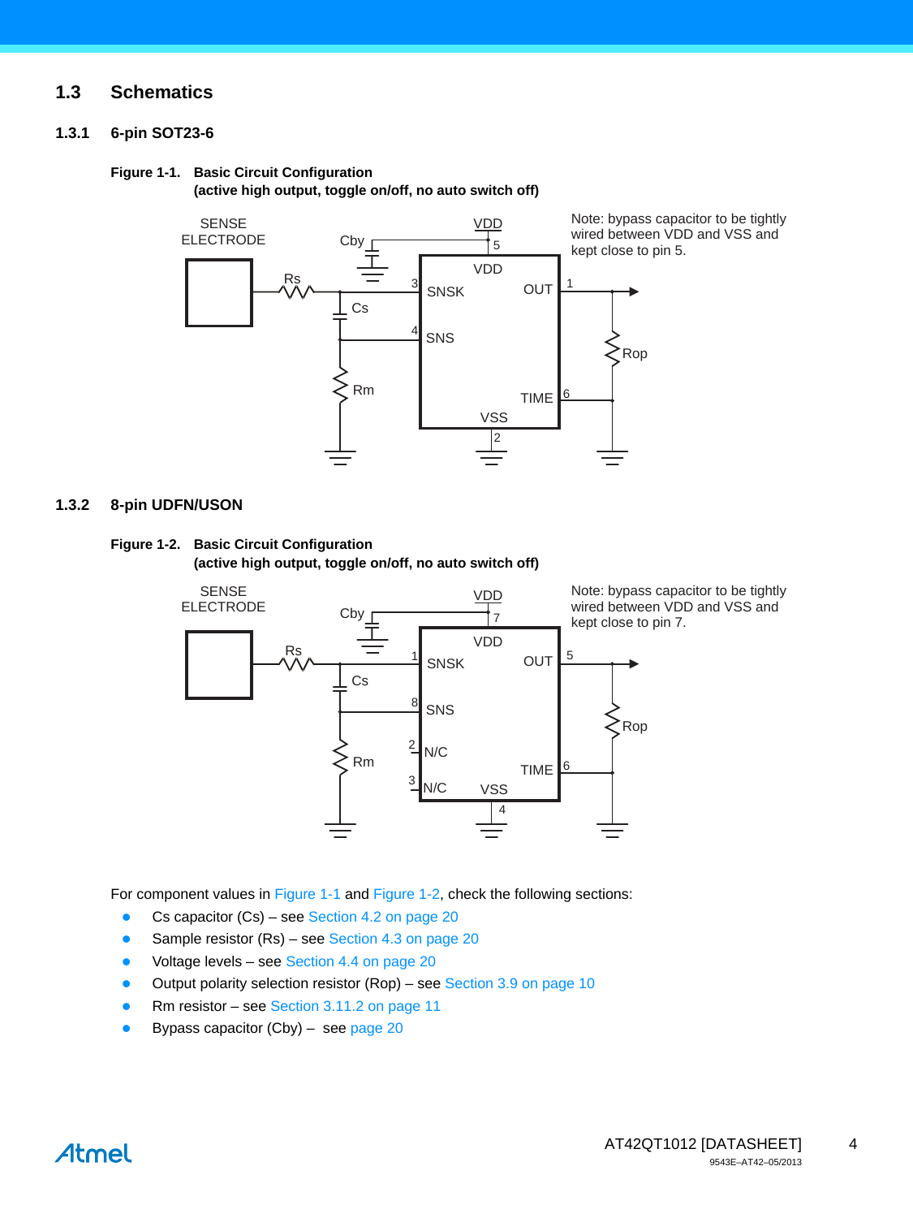## 1.3 Schematics

### 1.3.1 6-pin SOT23-6

**Figure 1-1. Basic Circuit Configuration (active high output, toggle on/off, no auto switch off)**

SENSE ELECTRODE, Cby, VDD 5, Rs, Cs, Rm, SNSK 3, SNS 4, VDD, OUT 1, Rop, TIME 6, VSS 2

Note: bypass capacitor to be tightly wired between VDD and VSS and kept close to pin 5.

### 1.3.2 8-pin UDFN/USON

**Figure 1-2. Basic Circuit Configuration (active high output, toggle on/off, no auto switch off)**

SENSE ELECTRODE, Cby, VDD 7, Rs, Cs, Rm, SNSK 1, SNS 8, N/C 2, N/C 3, VDD, OUT 5, Rop, TIME 6, VSS 4

Note: bypass capacitor to be tightly wired between VDD and VSS and kept close to pin 7.

For component values in Figure 1-1 and Figure 1-2, check the following sections:

- Cs capacitor (Cs) – see Section 4.2 on page 20
- Sample resistor (Rs) – see Section 4.3 on page 20
- Voltage levels – see Section 4.4 on page 20
- Output polarity selection resistor (Rop) – see Section 3.9 on page 10
- Rm resistor – see Section 3.11.2 on page 11
- Bypass capacitor (Cby) – see page 20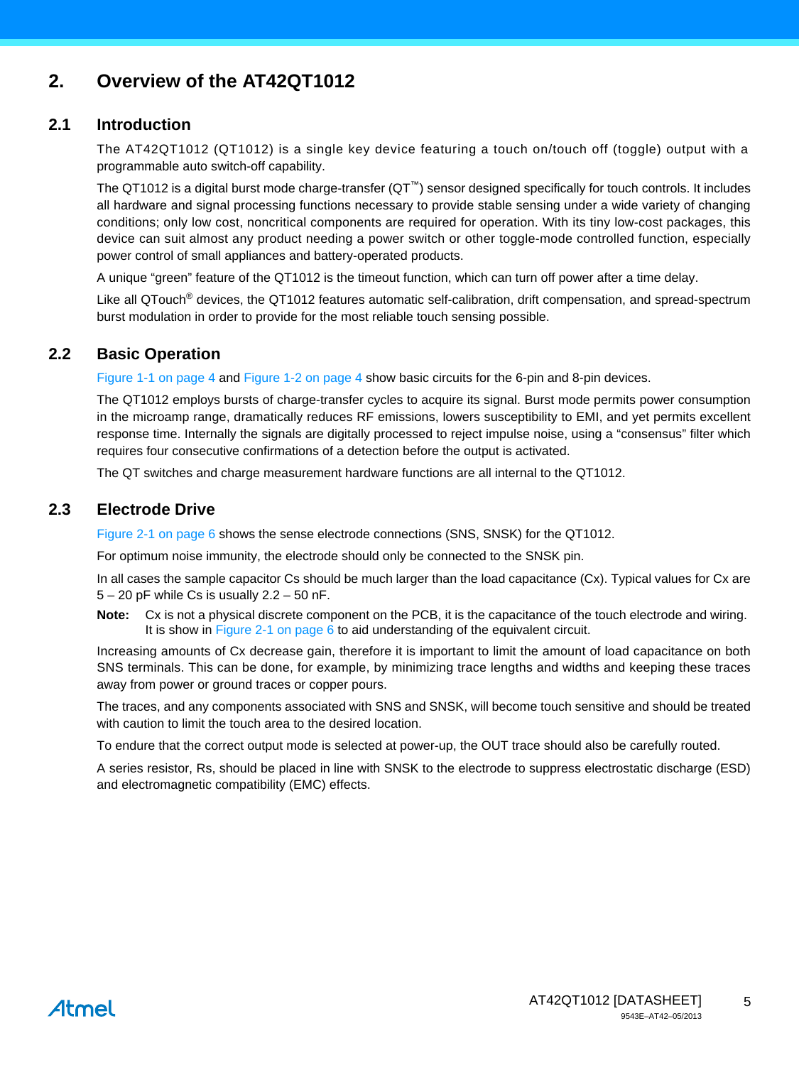# 2. Overview of the AT42QT1012

## 2.1 Introduction

The AT42QT1012 (QT1012) is a single key device featuring a touch on/touch off (toggle) output with a programmable auto switch-off capability.

The QT1012 is a digital burst mode charge-transfer (QT™) sensor designed specifically for touch controls. It includes all hardware and signal processing functions necessary to provide stable sensing under a wide variety of changing conditions; only low cost, noncritical components are required for operation. With its tiny low-cost packages, this device can suit almost any product needing a power switch or other toggle-mode controlled function, especially power control of small appliances and battery-operated products.

A unique "green" feature of the QT1012 is the timeout function, which can turn off power after a time delay.

Like all QTouch® devices, the QT1012 features automatic self-calibration, drift compensation, and spread-spectrum burst modulation in order to provide for the most reliable touch sensing possible.

## 2.2 Basic Operation

Figure 1-1 on page 4 and Figure 1-2 on page 4 show basic circuits for the 6-pin and 8-pin devices.

The QT1012 employs bursts of charge-transfer cycles to acquire its signal. Burst mode permits power consumption in the microamp range, dramatically reduces RF emissions, lowers susceptibility to EMI, and yet permits excellent response time. Internally the signals are digitally processed to reject impulse noise, using a "consensus" filter which requires four consecutive confirmations of a detection before the output is activated.

The QT switches and charge measurement hardware functions are all internal to the QT1012.

## 2.3 Electrode Drive

Figure 2-1 on page 6 shows the sense electrode connections (SNS, SNSK) for the QT1012.

For optimum noise immunity, the electrode should only be connected to the SNSK pin.

In all cases the sample capacitor Cs should be much larger than the load capacitance (Cx). Typical values for Cx are 5 – 20 pF while Cs is usually 2.2 – 50 nF.

**Note:** Cx is not a physical discrete component on the PCB, it is the capacitance of the touch electrode and wiring. It is show in Figure 2-1 on page 6 to aid understanding of the equivalent circuit.

Increasing amounts of Cx decrease gain, therefore it is important to limit the amount of load capacitance on both SNS terminals. This can be done, for example, by minimizing trace lengths and widths and keeping these traces away from power or ground traces or copper pours.

The traces, and any components associated with SNS and SNSK, will become touch sensitive and should be treated with caution to limit the touch area to the desired location.

To endure that the correct output mode is selected at power-up, the OUT trace should also be carefully routed.

A series resistor, Rs, should be placed in line with SNSK to the electrode to suppress electrostatic discharge (ESD) and electromagnetic compatibility (EMC) effects.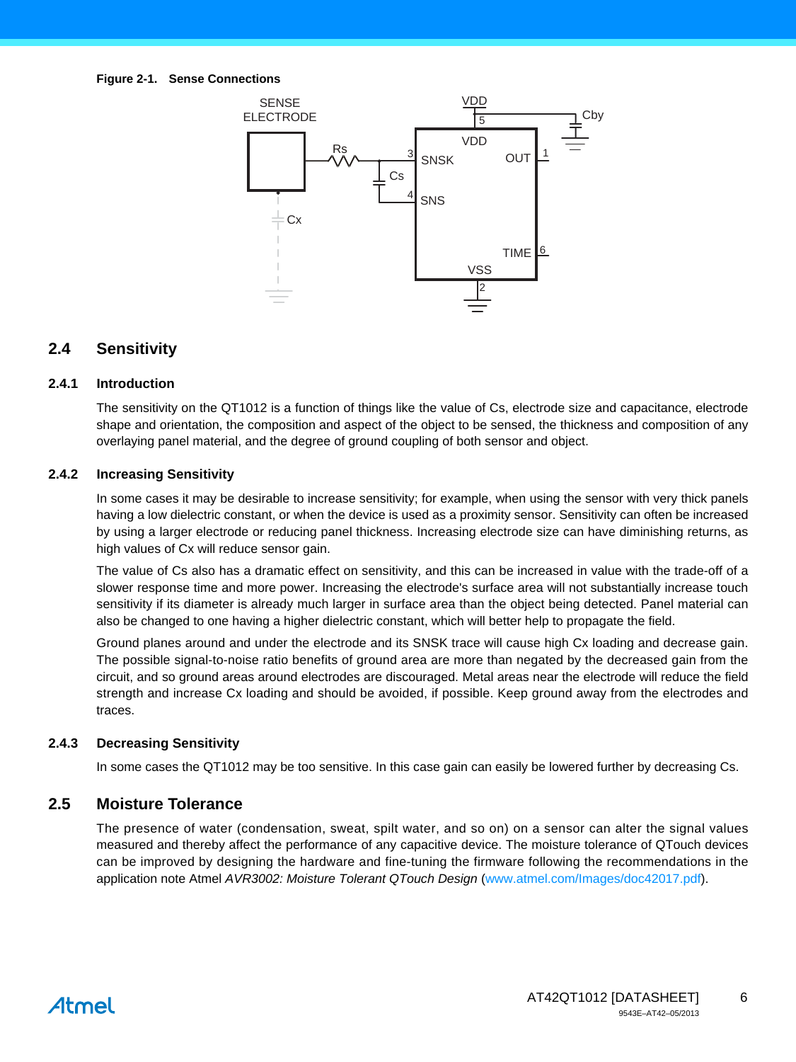**Figure 2-1. Sense Connections**

## 2.4 Sensitivity

### 2.4.1 Introduction

The sensitivity on the QT1012 is a function of things like the value of Cs, electrode size and capacitance, electrode shape and orientation, the composition and aspect of the object to be sensed, the thickness and composition of any overlaying panel material, and the degree of ground coupling of both sensor and object.

### 2.4.2 Increasing Sensitivity

In some cases it may be desirable to increase sensitivity; for example, when using the sensor with very thick panels having a low dielectric constant, or when the device is used as a proximity sensor. Sensitivity can often be increased by using a larger electrode or reducing panel thickness. Increasing electrode size can have diminishing returns, as high values of Cx will reduce sensor gain.

The value of Cs also has a dramatic effect on sensitivity, and this can be increased in value with the trade-off of a slower response time and more power. Increasing the electrode's surface area will not substantially increase touch sensitivity if its diameter is already much larger in surface area than the object being detected. Panel material can also be changed to one having a higher dielectric constant, which will better help to propagate the field.

Ground planes around and under the electrode and its SNSK trace will cause high Cx loading and decrease gain. The possible signal-to-noise ratio benefits of ground area are more than negated by the decreased gain from the circuit, and so ground areas around electrodes are discouraged. Metal areas near the electrode will reduce the field strength and increase Cx loading and should be avoided, if possible. Keep ground away from the electrodes and traces.

### 2.4.3 Decreasing Sensitivity

In some cases the QT1012 may be too sensitive. In this case gain can easily be lowered further by decreasing Cs.

## 2.5 Moisture Tolerance

The presence of water (condensation, sweat, spilt water, and so on) on a sensor can alter the signal values measured and thereby affect the performance of any capacitive device. The moisture tolerance of QTouch devices can be improved by designing the hardware and fine-tuning the firmware following the recommendations in the application note Atmel *AVR3002: Moisture Tolerant QTouch Design* (www.atmel.com/Images/doc42017.pdf).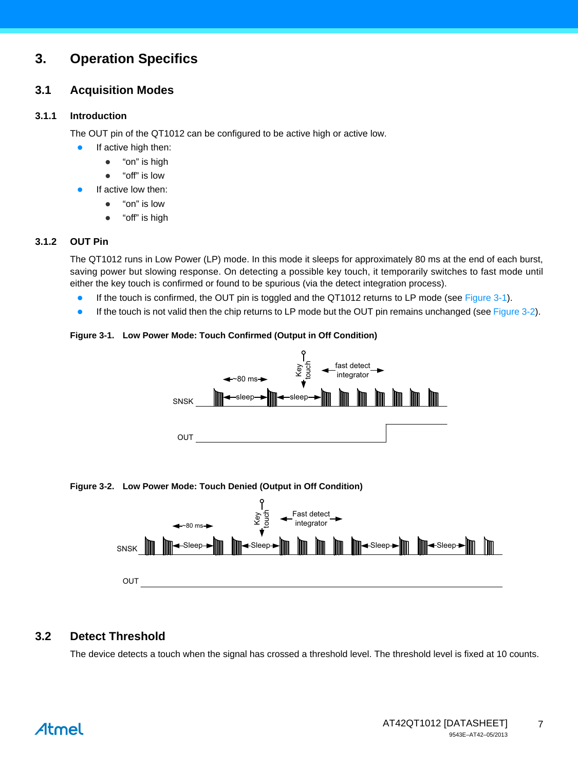# 3. Operation Specifics

## 3.1 Acquisition Modes

### 3.1.1 Introduction

The OUT pin of the QT1012 can be configured to be active high or active low.

- If active high then:
  - "on" is high
  - "off" is low
- If active low then:
  - "on" is low
  - "off" is high

### 3.1.2 OUT Pin

The QT1012 runs in Low Power (LP) mode. In this mode it sleeps for approximately 80 ms at the end of each burst, saving power but slowing response. On detecting a possible key touch, it temporarily switches to fast mode until either the key touch is confirmed or found to be spurious (via the detect integration process).

- If the touch is confirmed, the OUT pin is toggled and the QT1012 returns to LP mode (see Figure 3-1).
- If the touch is not valid then the chip returns to LP mode but the OUT pin remains unchanged (see Figure 3-2).

**Figure 3-1. Low Power Mode: Touch Confirmed (Output in Off Condition)**

**Figure 3-2. Low Power Mode: Touch Denied (Output in Off Condition)**

## 3.2 Detect Threshold

The device detects a touch when the signal has crossed a threshold level. The threshold level is fixed at 10 counts.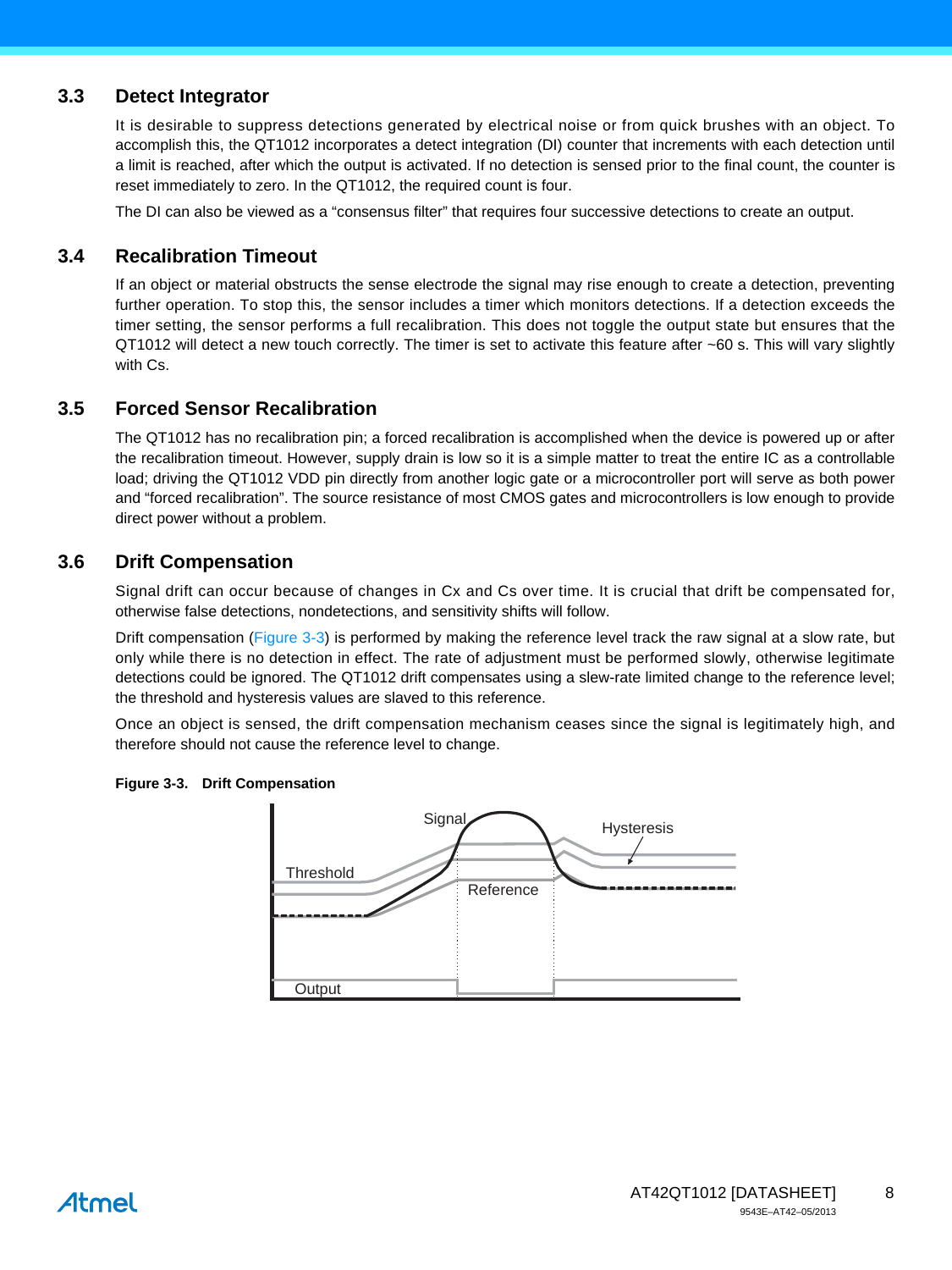### 3.3 Detect Integrator

It is desirable to suppress detections generated by electrical noise or from quick brushes with an object. To accomplish this, the QT1012 incorporates a detect integration (DI) counter that increments with each detection until a limit is reached, after which the output is activated. If no detection is sensed prior to the final count, the counter is reset immediately to zero. In the QT1012, the required count is four.

The DI can also be viewed as a "consensus filter" that requires four successive detections to create an output.

### 3.4 Recalibration Timeout

If an object or material obstructs the sense electrode the signal may rise enough to create a detection, preventing further operation. To stop this, the sensor includes a timer which monitors detections. If a detection exceeds the timer setting, the sensor performs a full recalibration. This does not toggle the output state but ensures that the QT1012 will detect a new touch correctly. The timer is set to activate this feature after ~60 s. This will vary slightly with Cs.

### 3.5 Forced Sensor Recalibration

The QT1012 has no recalibration pin; a forced recalibration is accomplished when the device is powered up or after the recalibration timeout. However, supply drain is low so it is a simple matter to treat the entire IC as a controllable load; driving the QT1012 VDD pin directly from another logic gate or a microcontroller port will serve as both power and "forced recalibration". The source resistance of most CMOS gates and microcontrollers is low enough to provide direct power without a problem.

### 3.6 Drift Compensation

Signal drift can occur because of changes in Cx and Cs over time. It is crucial that drift be compensated for, otherwise false detections, nondetections, and sensitivity shifts will follow.

Drift compensation (Figure 3-3) is performed by making the reference level track the raw signal at a slow rate, but only while there is no detection in effect. The rate of adjustment must be performed slowly, otherwise legitimate detections could be ignored. The QT1012 drift compensates using a slew-rate limited change to the reference level; the threshold and hysteresis values are slaved to this reference.

Once an object is sensed, the drift compensation mechanism ceases since the signal is legitimately high, and therefore should not cause the reference level to change.

**Figure 3-3. Drift Compensation**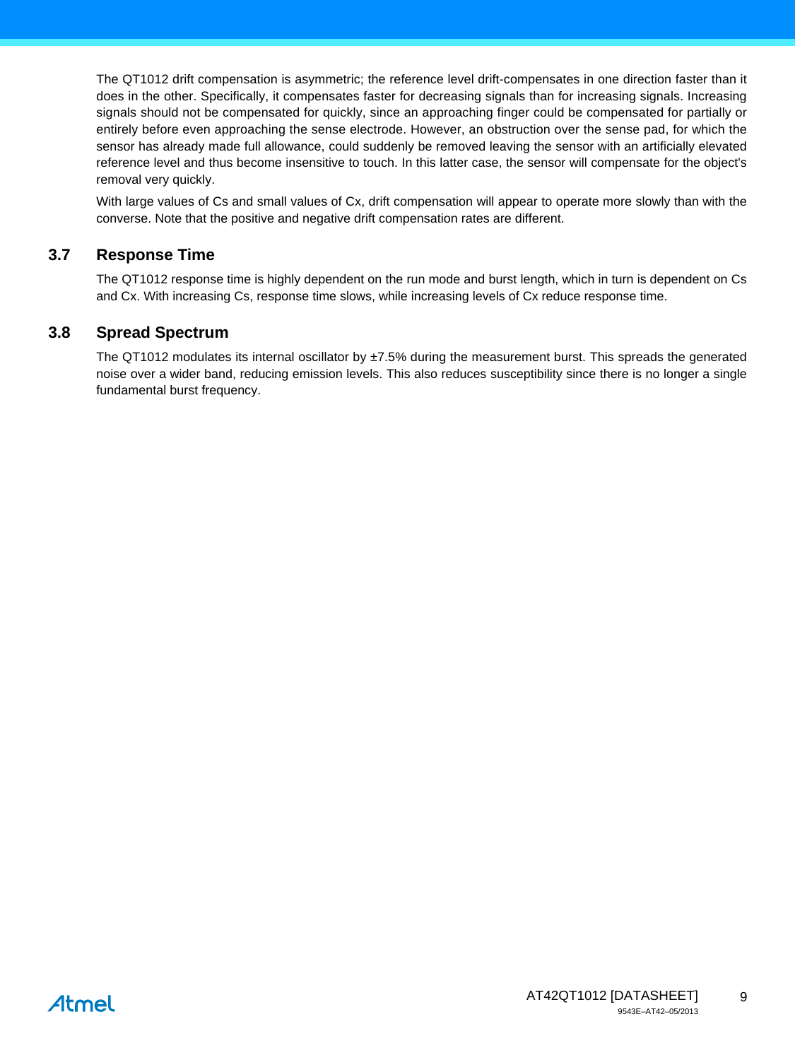The QT1012 drift compensation is asymmetric; the reference level drift-compensates in one direction faster than it does in the other. Specifically, it compensates faster for decreasing signals than for increasing signals. Increasing signals should not be compensated for quickly, since an approaching finger could be compensated for partially or entirely before even approaching the sense electrode. However, an obstruction over the sense pad, for which the sensor has already made full allowance, could suddenly be removed leaving the sensor with an artificially elevated reference level and thus become insensitive to touch. In this latter case, the sensor will compensate for the object's removal very quickly.

With large values of Cs and small values of Cx, drift compensation will appear to operate more slowly than with the converse. Note that the positive and negative drift compensation rates are different.

## 3.7 Response Time

The QT1012 response time is highly dependent on the run mode and burst length, which in turn is dependent on Cs and Cx. With increasing Cs, response time slows, while increasing levels of Cx reduce response time.

## 3.8 Spread Spectrum

The QT1012 modulates its internal oscillator by ±7.5% during the measurement burst. This spreads the generated noise over a wider band, reducing emission levels. This also reduces susceptibility since there is no longer a single fundamental burst frequency.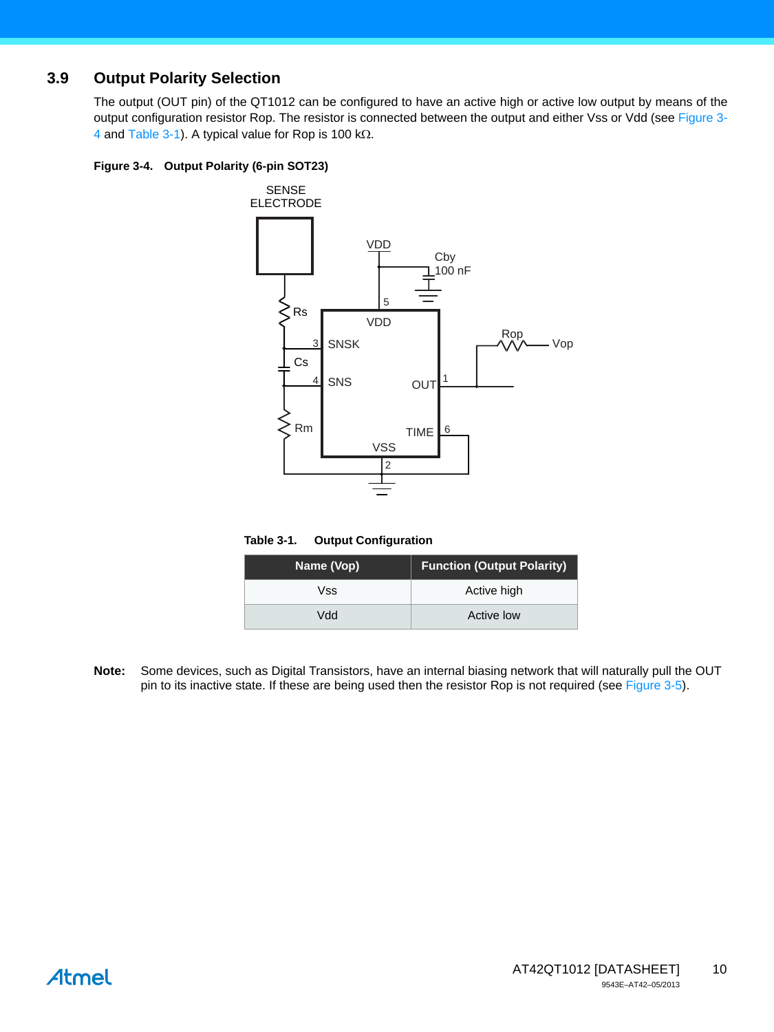## 3.9 Output Polarity Selection

The output (OUT pin) of the QT1012 can be configured to have an active high or active low output by means of the output configuration resistor Rop. The resistor is connected between the output and either Vss or Vdd (see Figure 3-4 and Table 3-1). A typical value for Rop is 100 kΩ.

**Figure 3-4. Output Polarity (6-pin SOT23)**

**Table 3-1. Output Configuration**

| Name (Vop) | Function (Output Polarity) |
| --- | --- |
| Vss | Active high |
| Vdd | Active low |

**Note:** Some devices, such as Digital Transistors, have an internal biasing network that will naturally pull the OUT pin to its inactive state. If these are being used then the resistor Rop is not required (see Figure 3-5).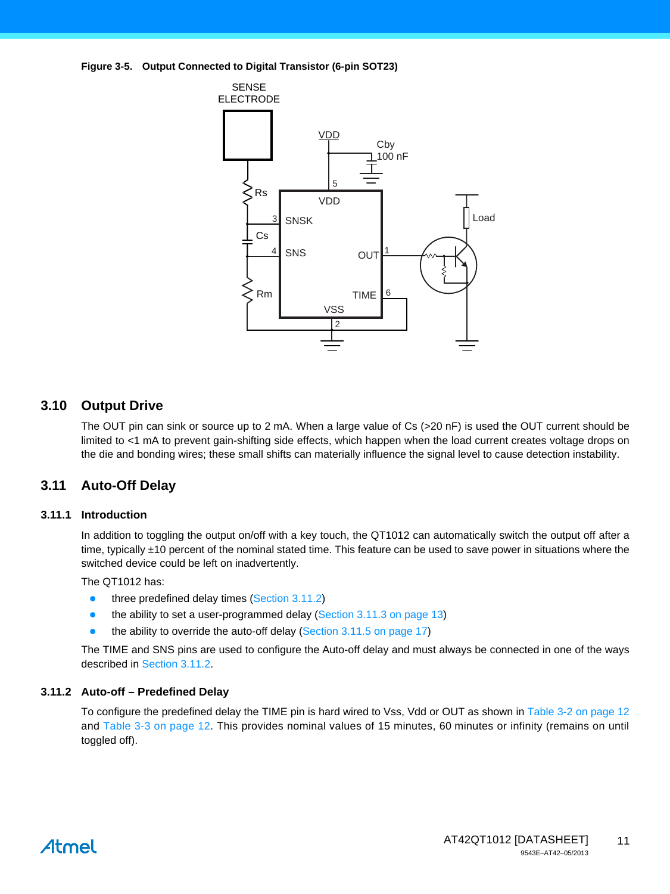**Figure 3-5. Output Connected to Digital Transistor (6-pin SOT23)**

## 3.10 Output Drive

The OUT pin can sink or source up to 2 mA. When a large value of Cs (>20 nF) is used the OUT current should be limited to <1 mA to prevent gain-shifting side effects, which happen when the load current creates voltage drops on the die and bonding wires; these small shifts can materially influence the signal level to cause detection instability.

## 3.11 Auto-Off Delay

### 3.11.1 Introduction

In addition to toggling the output on/off with a key touch, the QT1012 can automatically switch the output off after a time, typically ±10 percent of the nominal stated time. This feature can be used to save power in situations where the switched device could be left on inadvertently.

The QT1012 has:

- three predefined delay times (Section 3.11.2)
- the ability to set a user-programmed delay (Section 3.11.3 on page 13)
- the ability to override the auto-off delay (Section 3.11.5 on page 17)

The TIME and SNS pins are used to configure the Auto-off delay and must always be connected in one of the ways described in Section 3.11.2.

### 3.11.2 Auto-off – Predefined Delay

To configure the predefined delay the TIME pin is hard wired to Vss, Vdd or OUT as shown in Table 3-2 on page 12 and Table 3-3 on page 12. This provides nominal values of 15 minutes, 60 minutes or infinity (remains on until toggled off).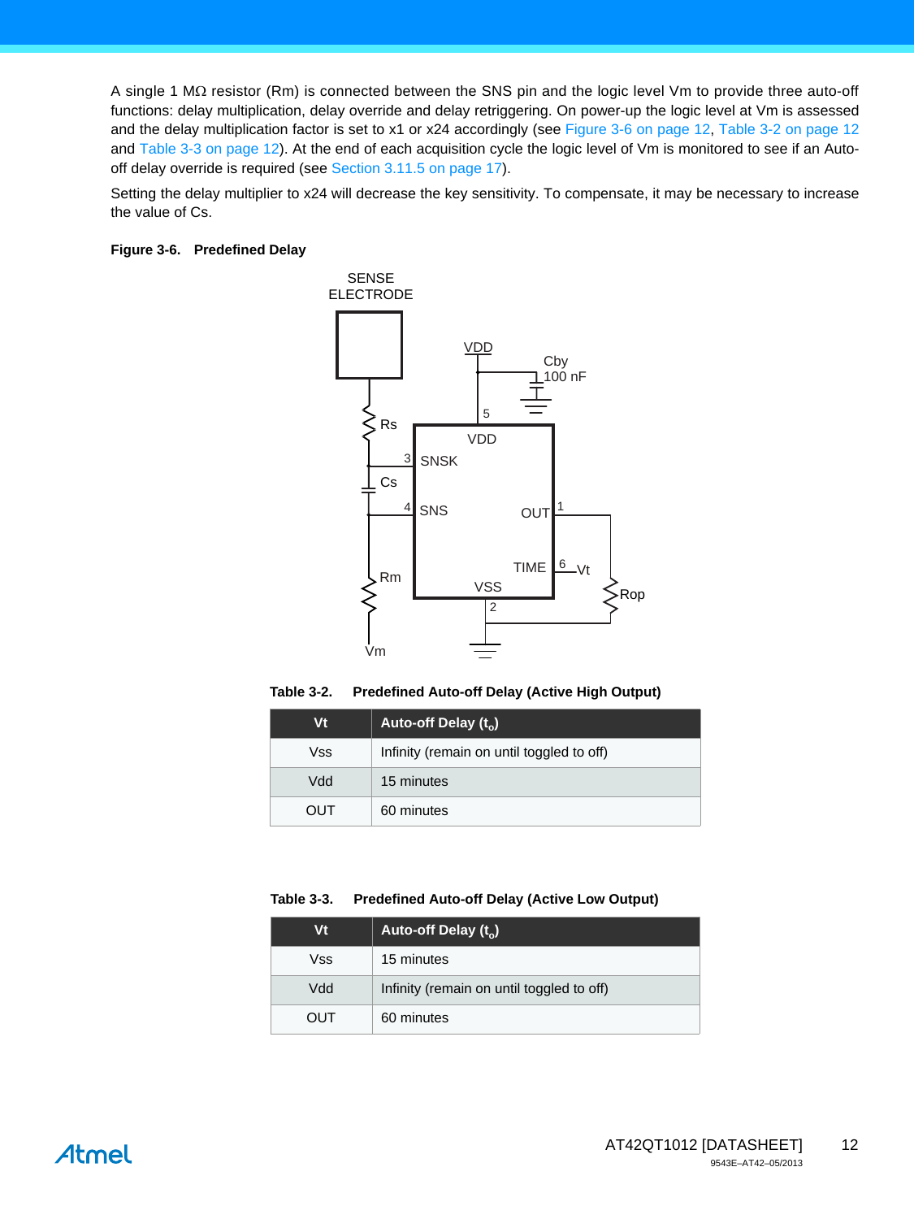A single 1 MΩ resistor (Rm) is connected between the SNS pin and the logic level Vm to provide three auto-off functions: delay multiplication, delay override and delay retriggering. On power-up the logic level at Vm is assessed and the delay multiplication factor is set to x1 or x24 accordingly (see Figure 3-6 on page 12, Table 3-2 on page 12 and Table 3-3 on page 12). At the end of each acquisition cycle the logic level of Vm is monitored to see if an Auto-off delay override is required (see Section 3.11.5 on page 17).

Setting the delay multiplier to x24 will decrease the key sensitivity. To compensate, it may be necessary to increase the value of Cs.

**Figure 3-6. Predefined Delay**

**Table 3-2. Predefined Auto-off Delay (Active High Output)**

| Vt | Auto-off Delay ($t_o$) |
|---|---|
| Vss | Infinity (remain on until toggled to off) |
| Vdd | 15 minutes |
| OUT | 60 minutes |

**Table 3-3. Predefined Auto-off Delay (Active Low Output)**

| Vt | Auto-off Delay ($t_o$) |
|---|---|
| Vss | 15 minutes |
| Vdd | Infinity (remain on until toggled to off) |
| OUT | 60 minutes |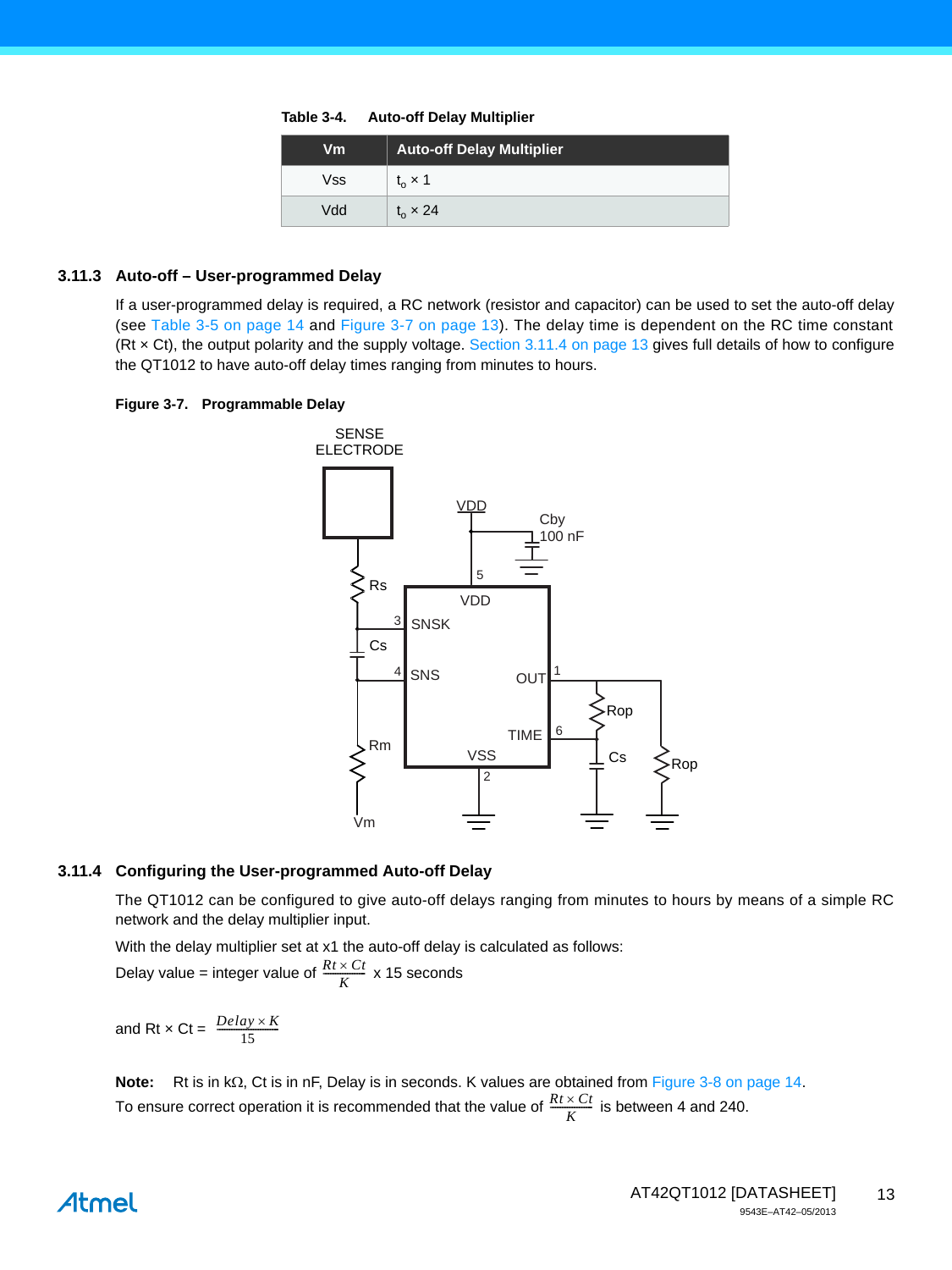Table 3-4. Auto-off Delay Multiplier

| Vm | Auto-off Delay Multiplier |
|---|---|
| Vss | $t_o \times 1$ |
| Vdd | $t_o \times 24$ |

### 3.11.3 Auto-off – User-programmed Delay

If a user-programmed delay is required, a RC network (resistor and capacitor) can be used to set the auto-off delay (see Table 3-5 on page 14 and Figure 3-7 on page 13). The delay time is dependent on the RC time constant (Rt × Ct), the output polarity and the supply voltage. Section 3.11.4 on page 13 gives full details of how to configure the QT1012 to have auto-off delay times ranging from minutes to hours.

**Figure 3-7. Programmable Delay**

### 3.11.4 Configuring the User-programmed Auto-off Delay

The QT1012 can be configured to give auto-off delays ranging from minutes to hours by means of a simple RC network and the delay multiplier input.

With the delay multiplier set at x1 the auto-off delay is calculated as follows:

Delay value = integer value of $\frac{Rt \times Ct}{K}$ x 15 seconds

and Rt × Ct = $\frac{Delay \times K}{15}$

**Note:** Rt is in kΩ, Ct is in nF, Delay is in seconds. K values are obtained from Figure 3-8 on page 14.

To ensure correct operation it is recommended that the value of $\frac{Rt \times Ct}{K}$ is between 4 and 240.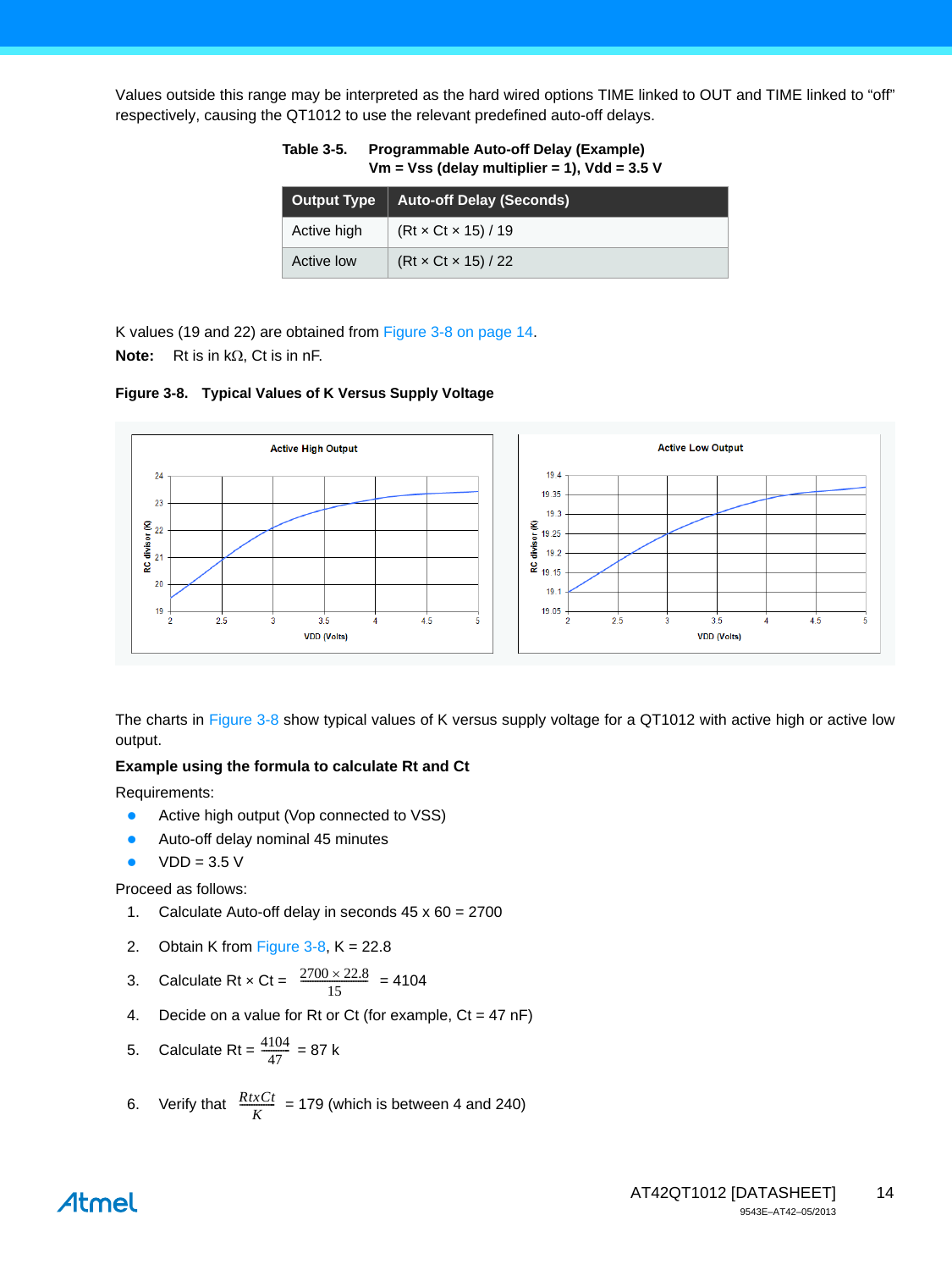Values outside this range may be interpreted as the hard wired options TIME linked to OUT and TIME linked to "off" respectively, causing the QT1012 to use the relevant predefined auto-off delays.

**Table 3-5. Programmable Auto-off Delay (Example)**
**Vm = Vss (delay multiplier = 1), Vdd = 3.5 V**

| Output Type | Auto-off Delay (Seconds) |
|---|---|
| Active high | (Rt × Ct × 15) / 19 |
| Active low | (Rt × Ct × 15) / 22 |

K values (19 and 22) are obtained from Figure 3-8 on page 14.

**Note:** Rt is in kΩ, Ct is in nF.

**Figure 3-8. Typical Values of K Versus Supply Voltage**

The charts in Figure 3-8 show typical values of K versus supply voltage for a QT1012 with active high or active low output.

**Example using the formula to calculate Rt and Ct**

Requirements:

- Active high output (Vop connected to VSS)
- Auto-off delay nominal 45 minutes
- VDD = 3.5 V

Proceed as follows:

1. Calculate Auto-off delay in seconds 45 x 60 = 2700
2. Obtain K from Figure 3-8, K = 22.8
3. Calculate Rt × Ct = $\frac{2700 \times 22.8}{15}$ = 4104
4. Decide on a value for Rt or Ct (for example, Ct = 47 nF)
5. Calculate Rt = $\frac{4104}{47}$ = 87 k
6. Verify that $\frac{RtxCt}{K}$ = 179 (which is between 4 and 240)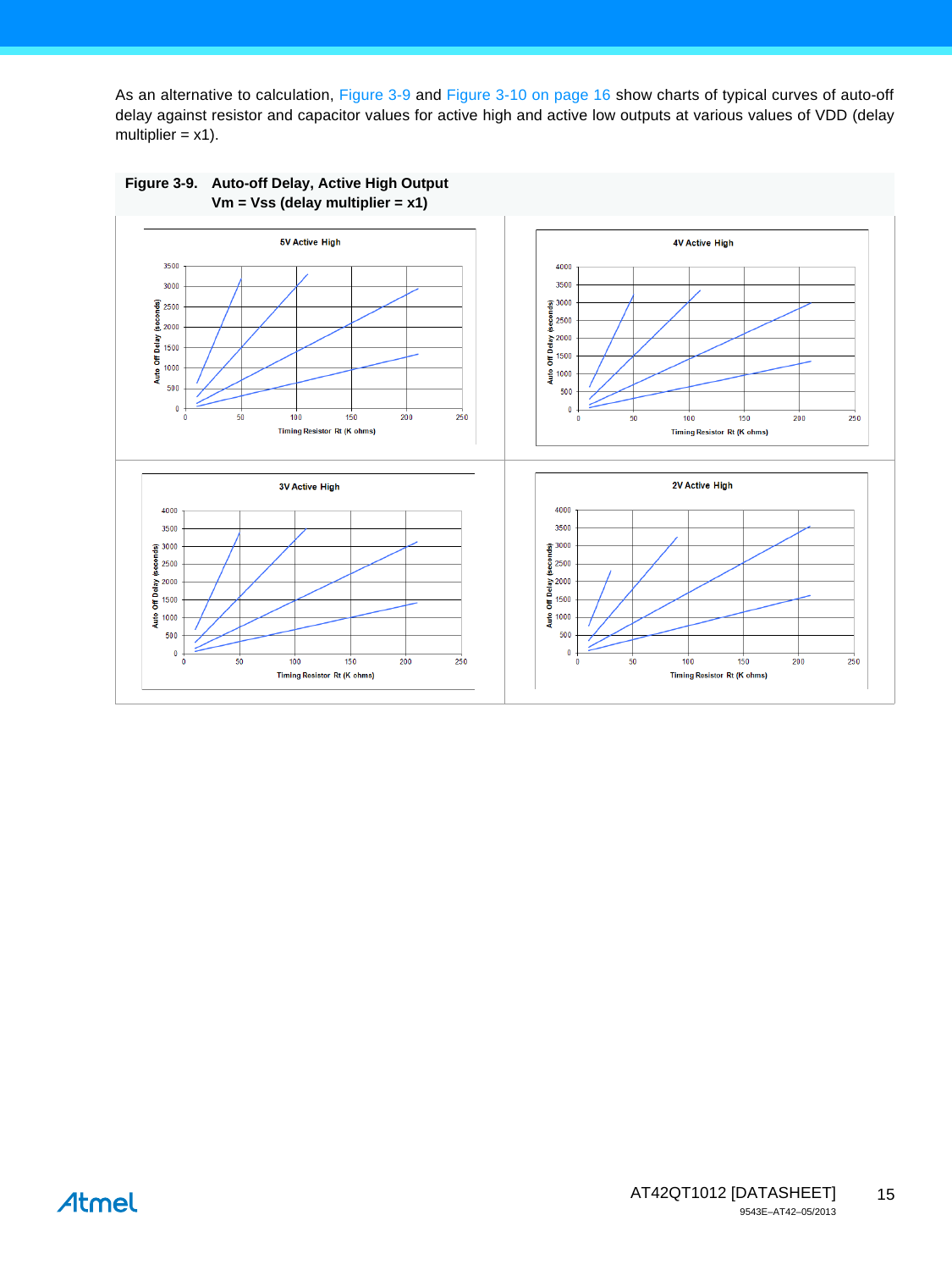As an alternative to calculation, Figure 3-9 and Figure 3-10 on page 16 show charts of typical curves of auto-off delay against resistor and capacitor values for active high and active low outputs at various values of VDD (delay multiplier = x1).

**Figure 3-9. Auto-off Delay, Active High Output Vm = Vss (delay multiplier = x1)**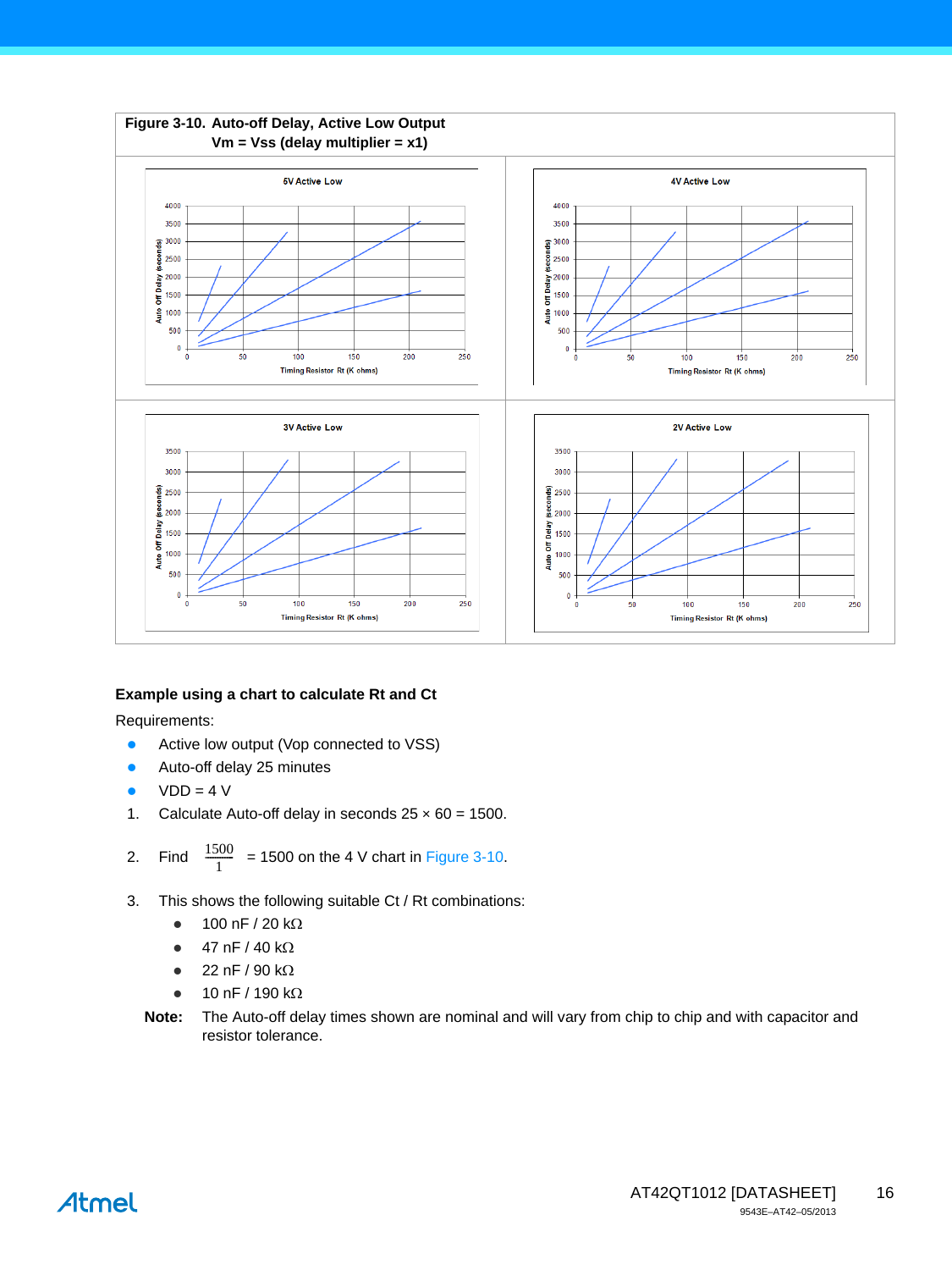**Figure 3-10. Auto-off Delay, Active Low Output**
**Vm = Vss (delay multiplier = x1)**

5V Active Low

4V Active Low

3V Active Low

2V Active Low

### Example using a chart to calculate Rt and Ct

Requirements:

- Active low output (Vop connected to VSS)
- Auto-off delay 25 minutes
- VDD = 4 V

1. Calculate Auto-off delay in seconds 25 × 60 = 1500.
2. Find $\frac{1500}{1}$ = 1500 on the 4 V chart in Figure 3-10.
3. This shows the following suitable Ct / Rt combinations:
   - 100 nF / 20 kΩ
   - 47 nF / 40 kΩ
   - 22 nF / 90 kΩ
   - 10 nF / 190 kΩ

**Note:** The Auto-off delay times shown are nominal and will vary from chip to chip and with capacitor and resistor tolerance.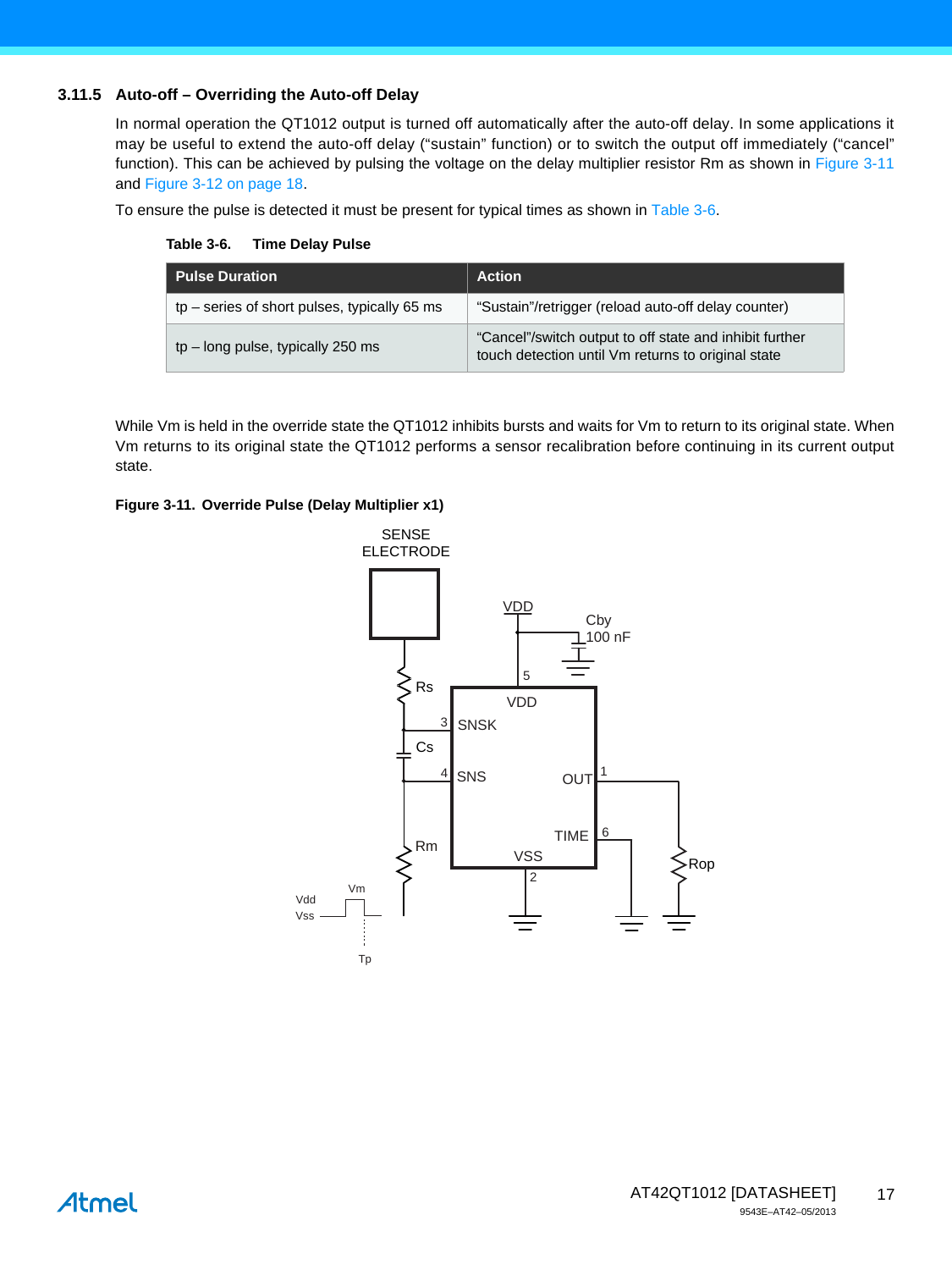### 3.11.5 Auto-off – Overriding the Auto-off Delay

In normal operation the QT1012 output is turned off automatically after the auto-off delay. In some applications it may be useful to extend the auto-off delay (“sustain” function) or to switch the output off immediately (“cancel” function). This can be achieved by pulsing the voltage on the delay multiplier resistor Rm as shown in Figure 3-11 and Figure 3-12 on page 18.

To ensure the pulse is detected it must be present for typical times as shown in Table 3-6.

**Table 3-6. Time Delay Pulse**

| Pulse Duration | Action |
|---|---|
| tp – series of short pulses, typically 65 ms | “Sustain”/retrigger (reload auto-off delay counter) |
| tp – long pulse, typically 250 ms | “Cancel”/switch output to off state and inhibit further touch detection until Vm returns to original state |

While Vm is held in the override state the QT1012 inhibits bursts and waits for Vm to return to its original state. When Vm returns to its original state the QT1012 performs a sensor recalibration before continuing in its current output state.

**Figure 3-11. Override Pulse (Delay Multiplier x1)**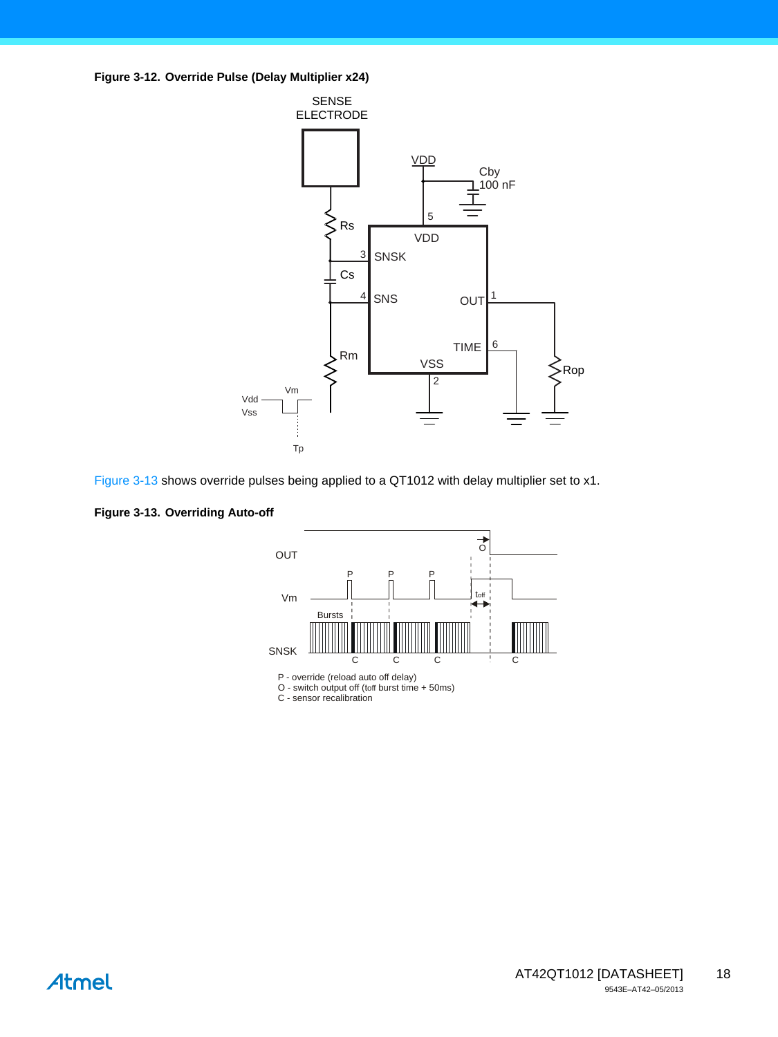**Figure 3-12. Override Pulse (Delay Multiplier x24)**

Figure 3-13 shows override pulses being applied to a QT1012 with delay multiplier set to x1.

**Figure 3-13. Overriding Auto-off**

P - override (reload auto off delay)
O - switch output off ($t_{off}$ burst time + 50ms)
C - sensor recalibration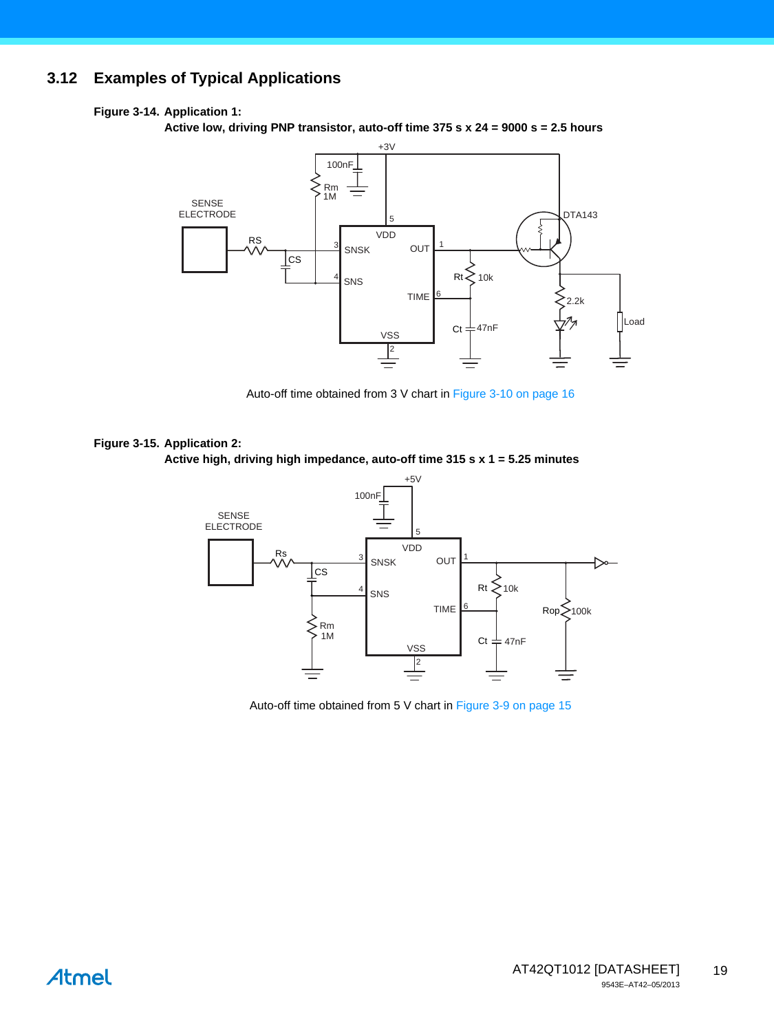## 3.12 Examples of Typical Applications

**Figure 3-14. Application 1:**
**Active low, driving PNP transistor, auto-off time 375 s x 24 = 9000 s = 2.5 hours**

Auto-off time obtained from 3 V chart in Figure 3-10 on page 16

**Figure 3-15. Application 2:**
**Active high, driving high impedance, auto-off time 315 s x 1 = 5.25 minutes**

Auto-off time obtained from 5 V chart in Figure 3-9 on page 15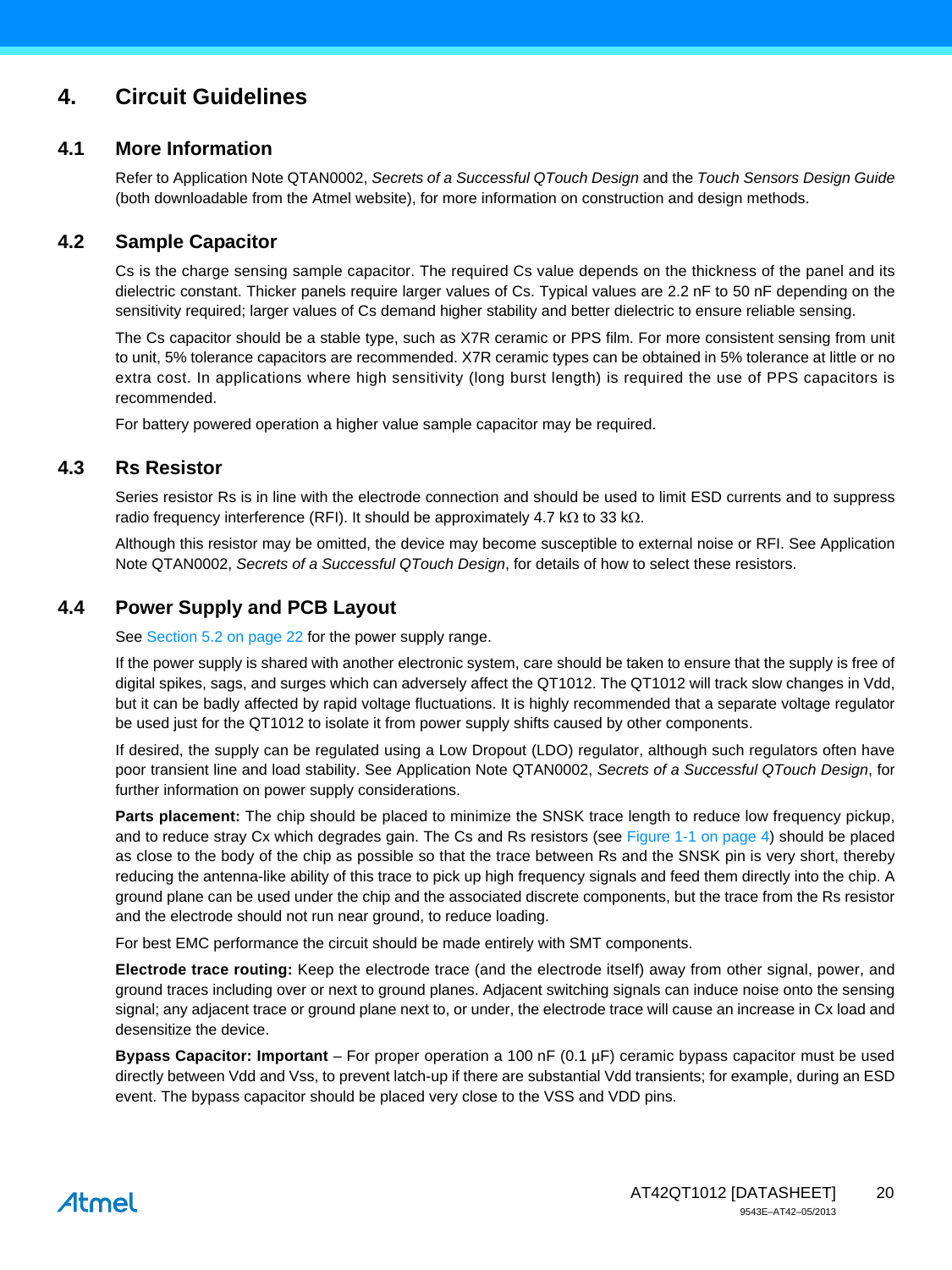# 4. Circuit Guidelines

## 4.1 More Information

Refer to Application Note QTAN0002, *Secrets of a Successful QTouch Design* and the *Touch Sensors Design Guide* (both downloadable from the Atmel website), for more information on construction and design methods.

## 4.2 Sample Capacitor

Cs is the charge sensing sample capacitor. The required Cs value depends on the thickness of the panel and its dielectric constant. Thicker panels require larger values of Cs. Typical values are 2.2 nF to 50 nF depending on the sensitivity required; larger values of Cs demand higher stability and better dielectric to ensure reliable sensing.

The Cs capacitor should be a stable type, such as X7R ceramic or PPS film. For more consistent sensing from unit to unit, 5% tolerance capacitors are recommended. X7R ceramic types can be obtained in 5% tolerance at little or no extra cost. In applications where high sensitivity (long burst length) is required the use of PPS capacitors is recommended.

For battery powered operation a higher value sample capacitor may be required.

## 4.3 Rs Resistor

Series resistor Rs is in line with the electrode connection and should be used to limit ESD currents and to suppress radio frequency interference (RFI). It should be approximately 4.7 kΩ to 33 kΩ.

Although this resistor may be omitted, the device may become susceptible to external noise or RFI. See Application Note QTAN0002, *Secrets of a Successful QTouch Design*, for details of how to select these resistors.

## 4.4 Power Supply and PCB Layout

See Section 5.2 on page 22 for the power supply range.

If the power supply is shared with another electronic system, care should be taken to ensure that the supply is free of digital spikes, sags, and surges which can adversely affect the QT1012. The QT1012 will track slow changes in Vdd, but it can be badly affected by rapid voltage fluctuations. It is highly recommended that a separate voltage regulator be used just for the QT1012 to isolate it from power supply shifts caused by other components.

If desired, the supply can be regulated using a Low Dropout (LDO) regulator, although such regulators often have poor transient line and load stability. See Application Note QTAN0002, *Secrets of a Successful QTouch Design*, for further information on power supply considerations.

**Parts placement:** The chip should be placed to minimize the SNSK trace length to reduce low frequency pickup, and to reduce stray Cx which degrades gain. The Cs and Rs resistors (see Figure 1-1 on page 4) should be placed as close to the body of the chip as possible so that the trace between Rs and the SNSK pin is very short, thereby reducing the antenna-like ability of this trace to pick up high frequency signals and feed them directly into the chip. A ground plane can be used under the chip and the associated discrete components, but the trace from the Rs resistor and the electrode should not run near ground, to reduce loading.

For best EMC performance the circuit should be made entirely with SMT components.

**Electrode trace routing:** Keep the electrode trace (and the electrode itself) away from other signal, power, and ground traces including over or next to ground planes. Adjacent switching signals can induce noise onto the sensing signal; any adjacent trace or ground plane next to, or under, the electrode trace will cause an increase in Cx load and desensitize the device.

**Bypass Capacitor: Important** – For proper operation a 100 nF (0.1 µF) ceramic bypass capacitor must be used directly between Vdd and Vss, to prevent latch-up if there are substantial Vdd transients; for example, during an ESD event. The bypass capacitor should be placed very close to the VSS and VDD pins.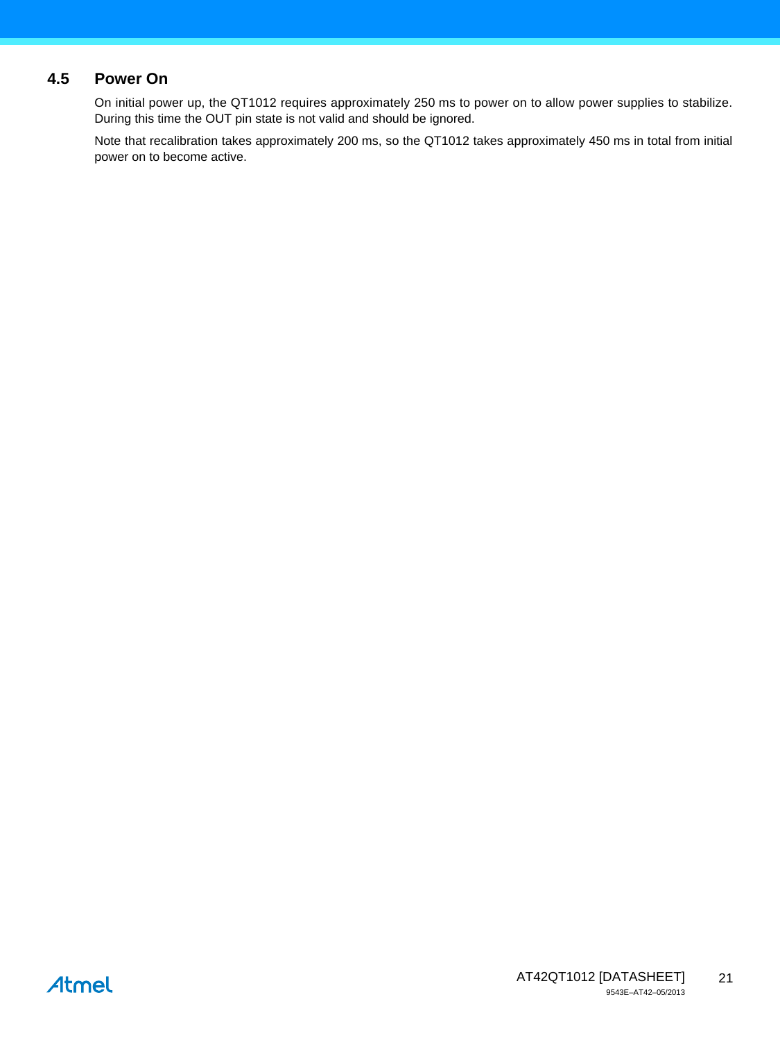## 4.5 Power On

On initial power up, the QT1012 requires approximately 250 ms to power on to allow power supplies to stabilize. During this time the OUT pin state is not valid and should be ignored.

Note that recalibration takes approximately 200 ms, so the QT1012 takes approximately 450 ms in total from initial power on to become active.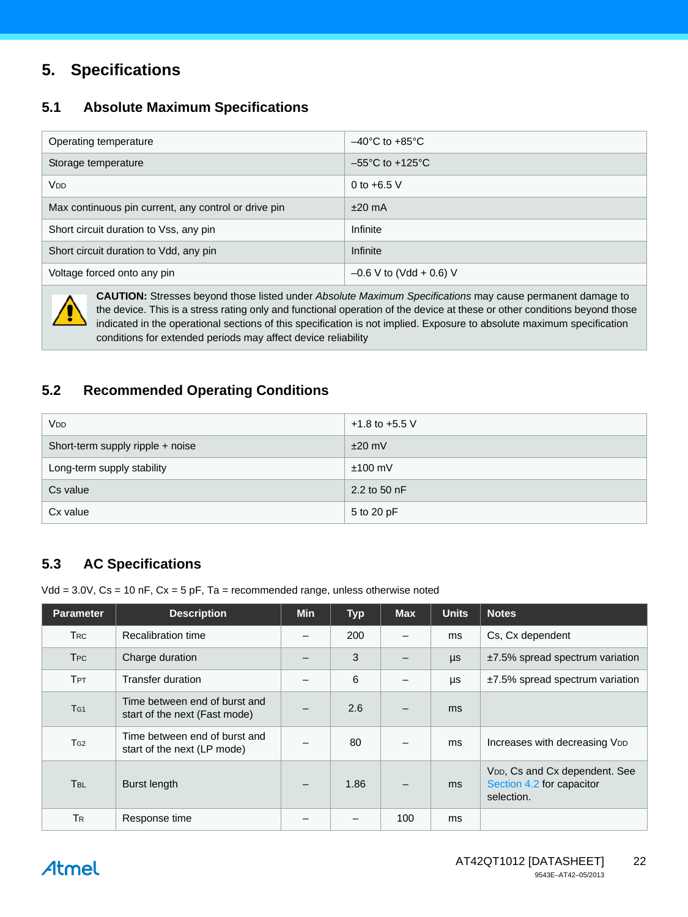# 5. Specifications

## 5.1 Absolute Maximum Specifications

| | |
|---|---|
| Operating temperature | –40°C to +85°C |
| Storage temperature | –55°C to +125°C |
| $V_{DD}$ | 0 to +6.5 V |
| Max continuous pin current, any control or drive pin | ±20 mA |
| Short circuit duration to Vss, any pin | Infinite |
| Short circuit duration to Vdd, any pin | Infinite |
| Voltage forced onto any pin | –0.6 V to (Vdd + 0.6) V |

**CAUTION:** Stresses beyond those listed under *Absolute Maximum Specifications* may cause permanent damage to the device. This is a stress rating only and functional operation of the device at these or other conditions beyond those indicated in the operational sections of this specification is not implied. Exposure to absolute maximum specification conditions for extended periods may affect device reliability

## 5.2 Recommended Operating Conditions

| | |
|---|---|
| $V_{DD}$ | +1.8 to +5.5 V |
| Short-term supply ripple + noise | ±20 mV |
| Long-term supply stability | ±100 mV |
| Cs value | 2.2 to 50 nF |
| Cx value | 5 to 20 pF |

## 5.3 AC Specifications

Vdd = 3.0V, Cs = 10 nF, Cx = 5 pF, Ta = recommended range, unless otherwise noted

| Parameter | Description | Min | Typ | Max | Units | Notes |
|---|---|---|---|---|---|---|
| $T_{RC}$ | Recalibration time | – | 200 | – | ms | Cs, Cx dependent |
| $T_{PC}$ | Charge duration | – | 3 | – | µs | ±7.5% spread spectrum variation |
| $T_{PT}$ | Transfer duration | – | 6 | – | µs | ±7.5% spread spectrum variation |
| $T_{G1}$ | Time between end of burst and start of the next (Fast mode) | – | 2.6 | – | ms | |
| $T_{G2}$ | Time between end of burst and start of the next (LP mode) | – | 80 | – | ms | Increases with decreasing $V_{DD}$ |
| $T_{BL}$ | Burst length | – | 1.86 | – | ms | $V_{DD}$, Cs and Cx dependent. See Section 4.2 for capacitor selection. |
| $T_R$ | Response time | – | – | 100 | ms | |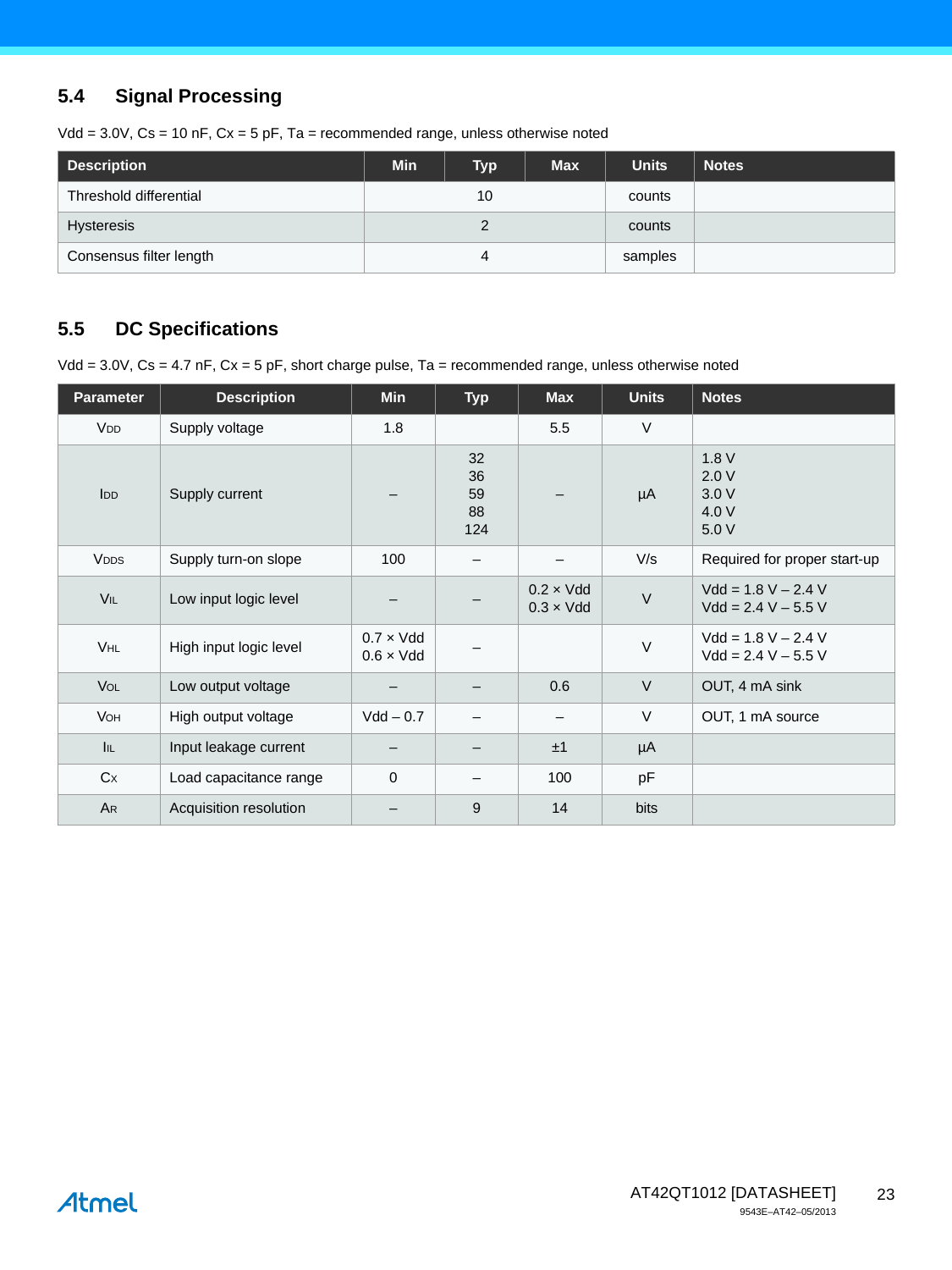## 5.4 Signal Processing

Vdd = 3.0V, Cs = 10 nF, Cx = 5 pF, Ta = recommended range, unless otherwise noted

| Description | Min | Typ | Max | Units | Notes |
|---|---|---|---|---|---|
| Threshold differential | | 10 | | counts | |
| Hysteresis | | 2 | | counts | |
| Consensus filter length | | 4 | | samples | |

## 5.5 DC Specifications

Vdd = 3.0V, Cs = 4.7 nF, Cx = 5 pF, short charge pulse, Ta = recommended range, unless otherwise noted

| Parameter | Description | Min | Typ | Max | Units | Notes |
|---|---|---|---|---|---|---|
| $V_{DD}$ | Supply voltage | 1.8 | | 5.5 | V | |
| $I_{DD}$ | Supply current | – | 32<br>36<br>59<br>88<br>124 | – | µA | 1.8 V<br>2.0 V<br>3.0 V<br>4.0 V<br>5.0 V |
| $V_{DDS}$ | Supply turn-on slope | 100 | – | – | V/s | Required for proper start-up |
| $V_{IL}$ | Low input logic level | – | – | 0.2 × Vdd<br>0.3 × Vdd | V | Vdd = 1.8 V – 2.4 V<br>Vdd = 2.4 V – 5.5 V |
| $V_{HL}$ | High input logic level | 0.7 × Vdd<br>0.6 × Vdd | – | | V | Vdd = 1.8 V – 2.4 V<br>Vdd = 2.4 V – 5.5 V |
| $V_{OL}$ | Low output voltage | – | – | 0.6 | V | OUT, 4 mA sink |
| $V_{OH}$ | High output voltage | Vdd – 0.7 | – | – | V | OUT, 1 mA source |
| $I_{IL}$ | Input leakage current | – | – | ±1 | µA | |
| $C_X$ | Load capacitance range | 0 | – | 100 | pF | |
| $A_R$ | Acquisition resolution | – | 9 | 14 | bits | |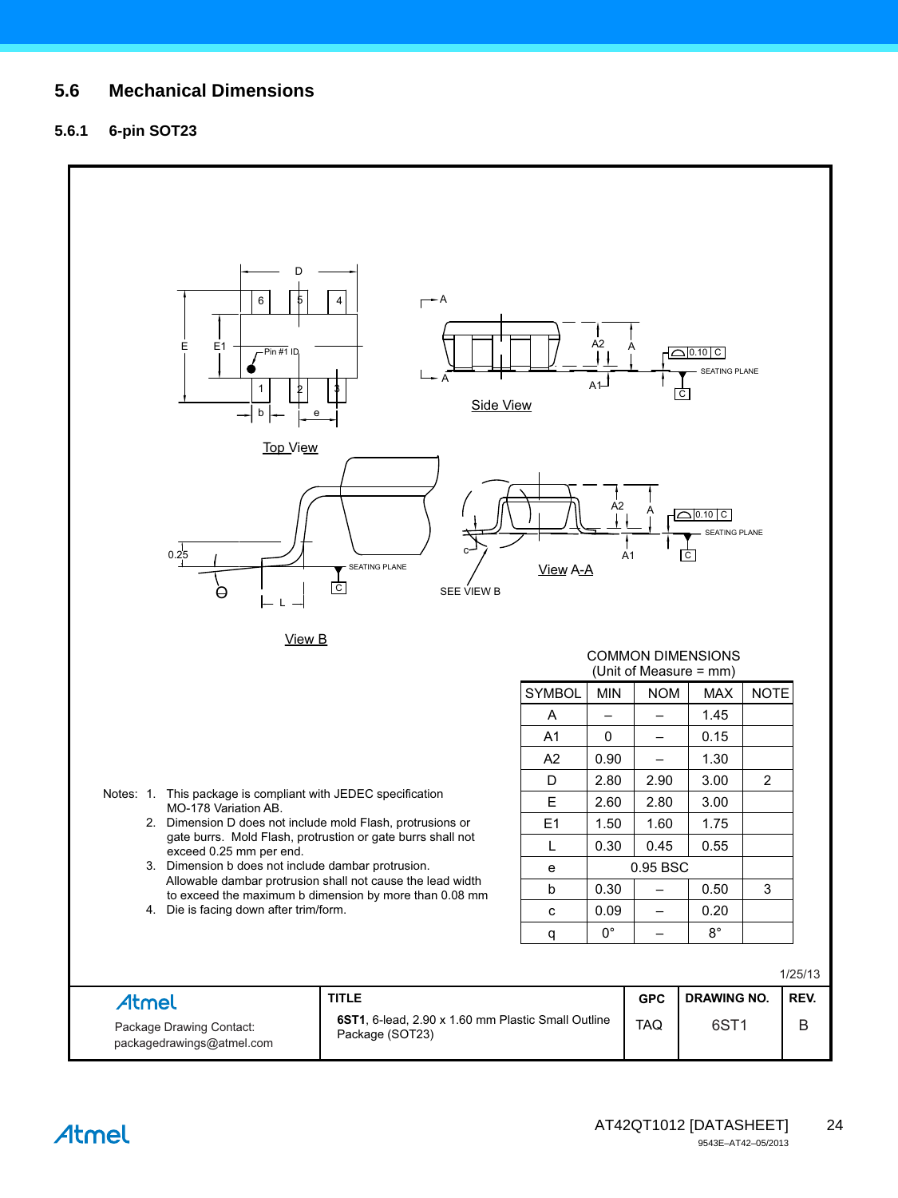## 5.6 Mechanical Dimensions

### 5.6.1 6-pin SOT23

Top View

Side View

View A-A

View B

SEE VIEW B

SEATING PLANE

COMMON DIMENSIONS
(Unit of Measure = mm)

| SYMBOL | MIN | NOM | MAX | NOTE |
|---|---|---|---|---|
| A | – | – | 1.45 | |
| A1 | 0 | – | 0.15 | |
| A2 | 0.90 | – | 1.30 | |
| D | 2.80 | 2.90 | 3.00 | 2 |
| E | 2.60 | 2.80 | 3.00 | |
| E1 | 1.50 | 1.60 | 1.75 | |
| L | 0.30 | 0.45 | 0.55 | |
| e | | 0.95 BSC | | |
| b | 0.30 | – | 0.50 | 3 |
| c | 0.09 | – | 0.20 | |
| q | 0° | – | 8° | |

Notes:
1. This package is compliant with JEDEC specification MO-178 Variation AB.
2. Dimension D does not include mold Flash, protrusions or gate burrs. Mold Flash, protrusion or gate burrs shall not exceed 0.25 mm per end.
3. Dimension b does not include dambar protrusion. Allowable dambar protrusion shall not cause the lead width to exceed the maximum b dimension by more than 0.08 mm
4. Die is facing down after trim/form.

1/25/13

| Atmel<br>Package Drawing Contact:<br>packagedrawings@atmel.com | TITLE<br>**6ST1**, 6-lead, 2.90 x 1.60 mm Plastic Small Outline Package (SOT23) | GPC<br>TAQ | DRAWING NO.<br>6ST1 | REV.<br>B |
|---|---|---|---|---|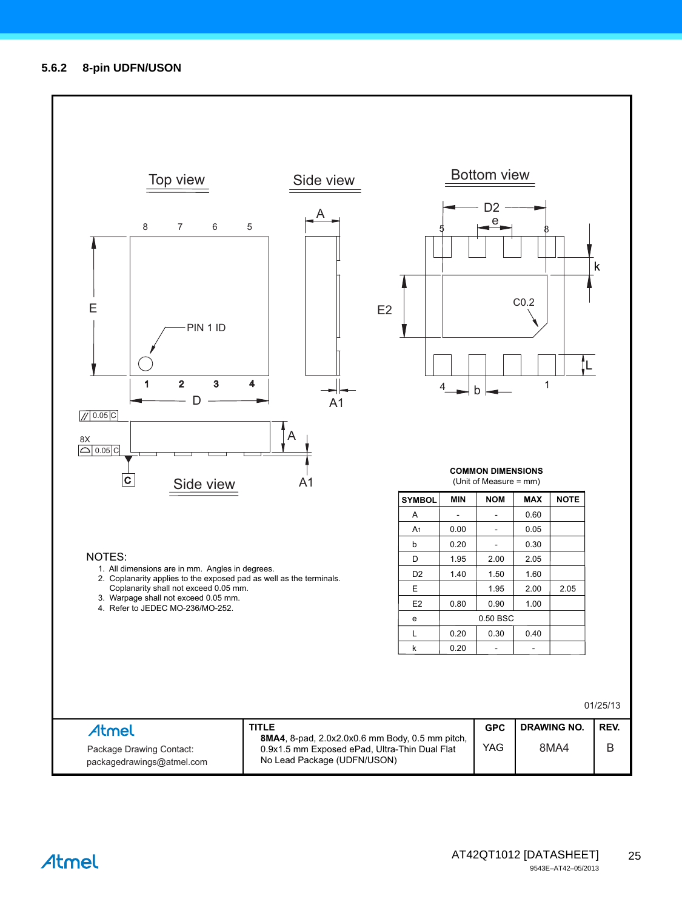### 5.6.2 8-pin UDFN/USON

Top view

Side view

Bottom view

NOTES:

1. All dimensions are in mm. Angles in degrees.
2. Coplanarity applies to the exposed pad as well as the terminals. Coplanarity shall not exceed 0.05 mm.
3. Warpage shall not exceed 0.05 mm.
4. Refer to JEDEC MO-236/MO-252.

**COMMON DIMENSIONS**
(Unit of Measure = mm)

| SYMBOL | MIN | NOM | MAX | NOTE |
|---|---|---|---|---|
| A | - | - | 0.60 | |
| A1 | 0.00 | - | 0.05 | |
| b | 0.20 | - | 0.30 | |
| D | 1.95 | 2.00 | 2.05 | |
| D2 | 1.40 | 1.50 | 1.60 | |
| E | | 1.95 | 2.00 | 2.05 |
| E2 | 0.80 | 0.90 | 1.00 | |
| e | | 0.50 BSC | | |
| L | 0.20 | 0.30 | 0.40 | |
| k | 0.20 | - | - | |

01/25/13

| Atmel<br>Package Drawing Contact:<br>packagedrawings@atmel.com | TITLE<br>**8MA4**, 8-pad, 2.0x2.0x0.6 mm Body, 0.5 mm pitch, 0.9x1.5 mm Exposed ePad, Ultra-Thin Dual Flat No Lead Package (UDFN/USON) | GPC<br>YAG | DRAWING NO.<br>8MA4 | REV.<br>B |
|---|---|---|---|---|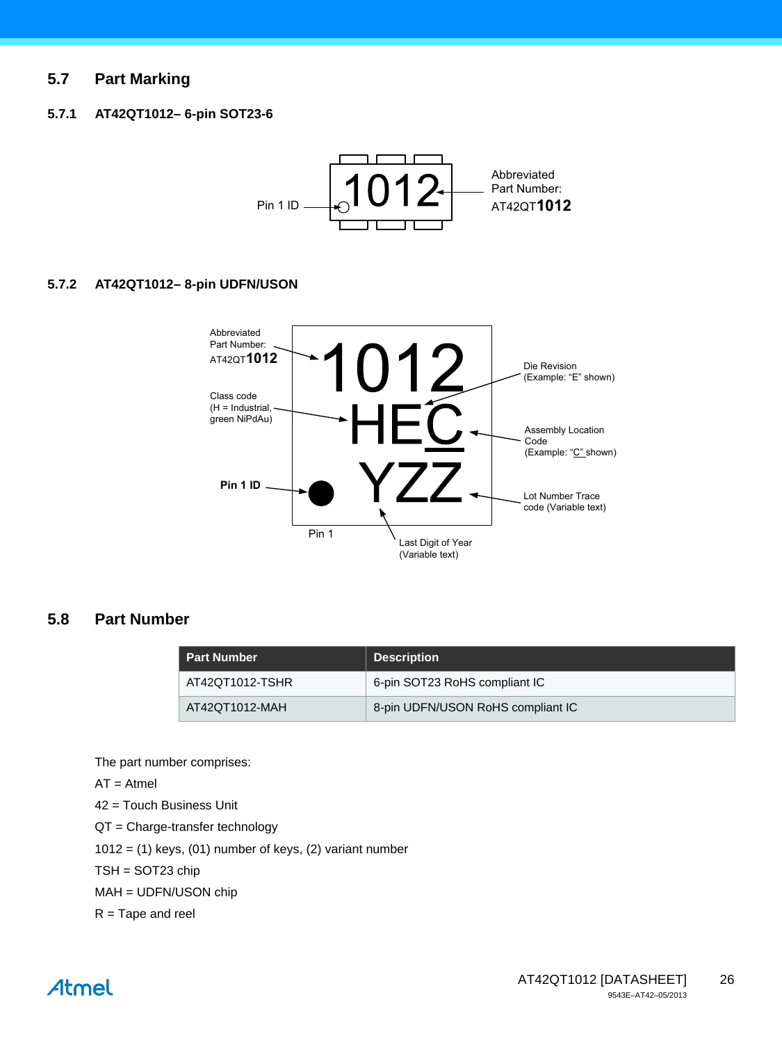## 5.7 Part Marking

### 5.7.1 AT42QT1012– 6-pin SOT23-6

Pin 1 ID

1012

Abbreviated Part Number: AT42QT**1012**

### 5.7.2 AT42QT1012– 8-pin UDFN/USON

Abbreviated Part Number: AT42QT**1012**

Class code (H = Industrial, green NiPdAu)

**Pin 1 ID**

1012

HEC

YZZ

Pin 1

Die Revision (Example: “E” shown)

Assembly Location Code (Example: “C” shown)

Lot Number Trace code (Variable text)

Last Digit of Year (Variable text)

## 5.8 Part Number

| Part Number | Description |
|---|---|
| AT42QT1012-TSHR | 6-pin SOT23 RoHS compliant IC |
| AT42QT1012-MAH | 8-pin UDFN/USON RoHS compliant IC |

The part number comprises:

AT = Atmel

42 = Touch Business Unit

QT = Charge-transfer technology

1012 = (1) keys, (01) number of keys, (2) variant number

TSH = SOT23 chip

MAH = UDFN/USON chip

R = Tape and reel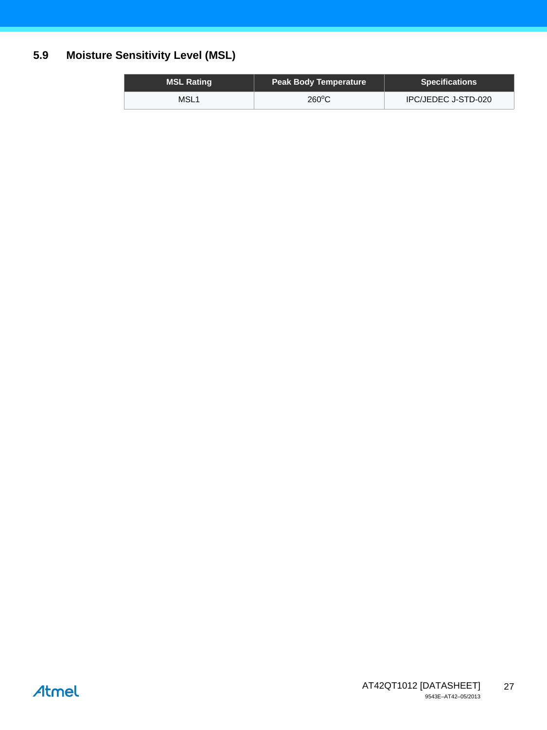### 5.9 Moisture Sensitivity Level (MSL)

| MSL Rating | Peak Body Temperature | Specifications |
|---|---|---|
| MSL1 | 260°C | IPC/JEDEC J-STD-020 |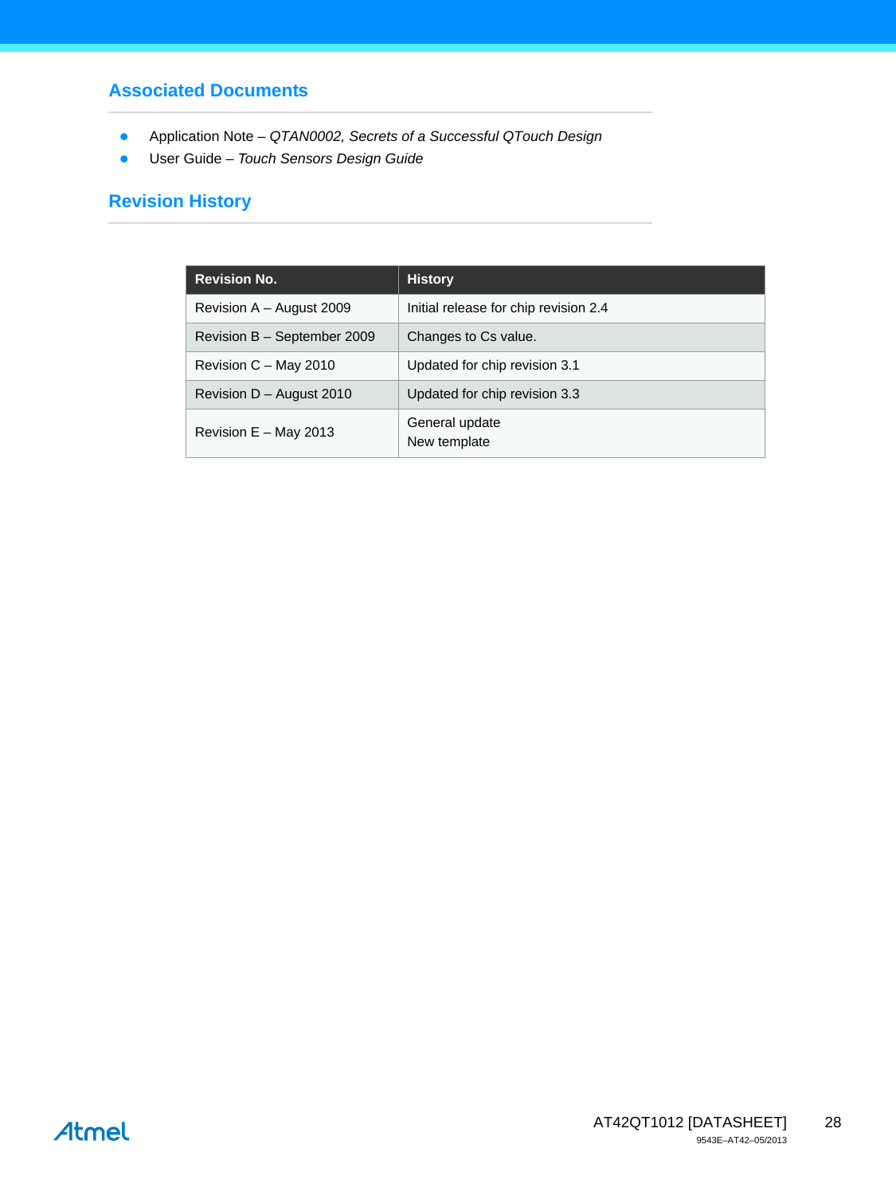## Associated Documents

- Application Note – *QTAN0002, Secrets of a Successful QTouch Design*
- User Guide – *Touch Sensors Design Guide*

## Revision History

| Revision No. | History |
|---|---|
| Revision A – August 2009 | Initial release for chip revision 2.4 |
| Revision B – September 2009 | Changes to Cs value. |
| Revision C – May 2010 | Updated for chip revision 3.1 |
| Revision D – August 2010 | Updated for chip revision 3.3 |
| Revision E – May 2013 | General update<br>New template |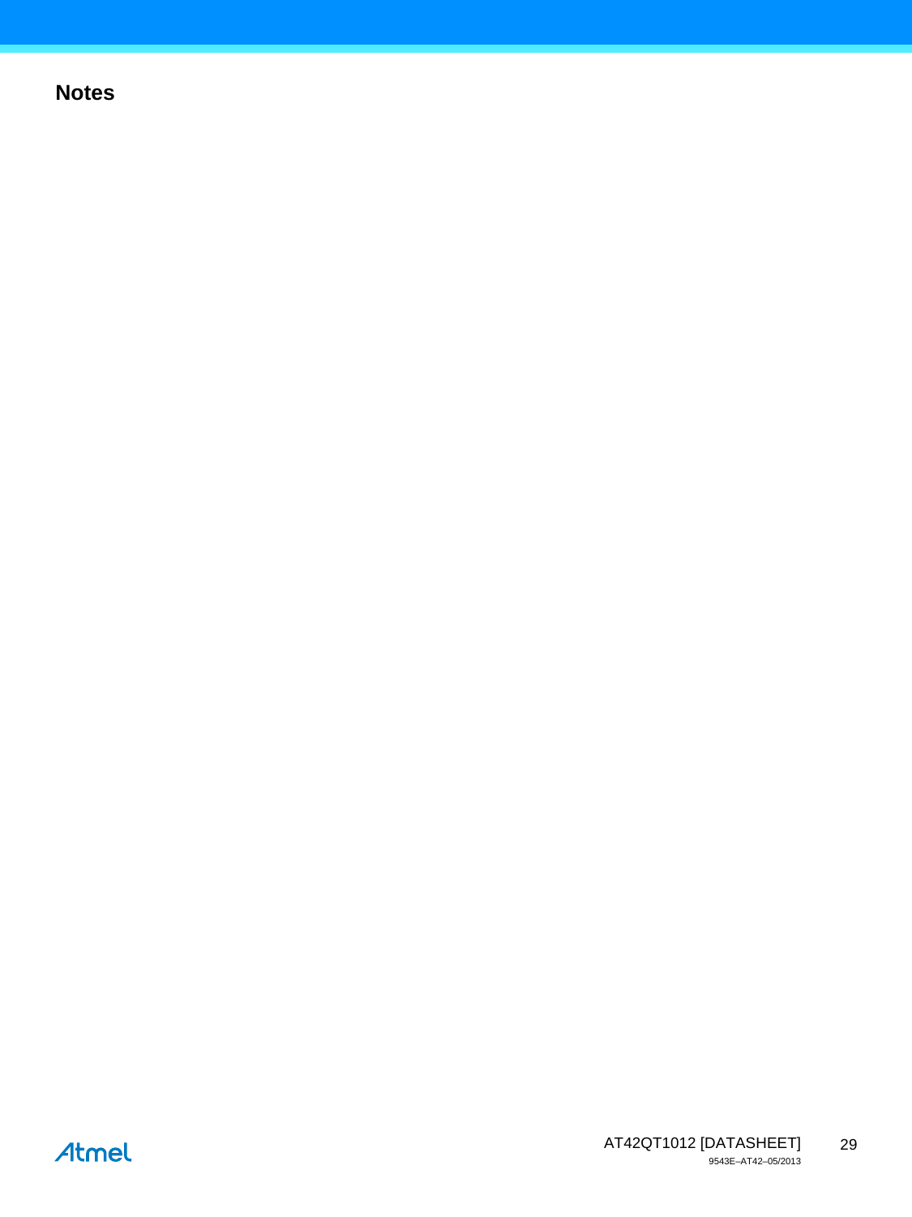## Notes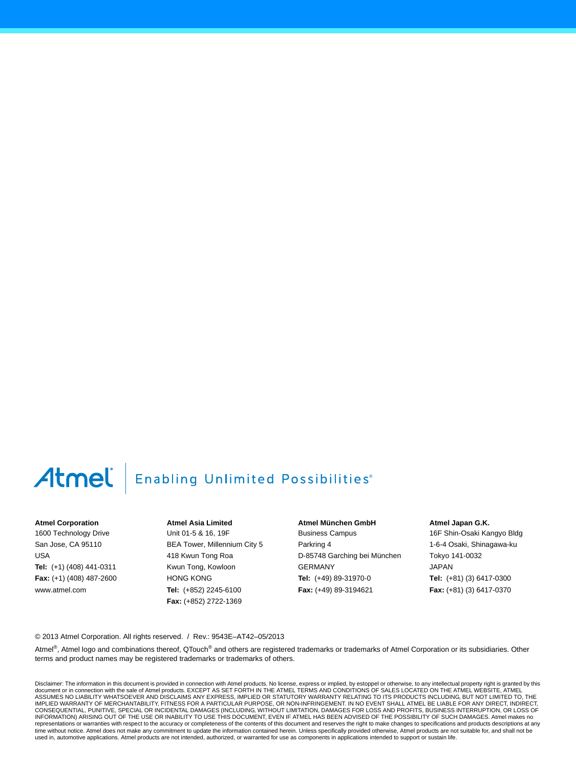Atmel | Enabling Unlimited Possibilities®

**Atmel Corporation**
1600 Technology Drive
San Jose, CA 95110
USA
**Tel:** (+1) (408) 441-0311
**Fax:** (+1) (408) 487-2600
www.atmel.com

**Atmel Asia Limited**
Unit 01-5 & 16, 19F
BEA Tower, Millennium City 5
418 Kwun Tong Roa
Kwun Tong, Kowloon
HONG KONG
**Tel:** (+852) 2245-6100
**Fax:** (+852) 2722-1369

**Atmel München GmbH**
Business Campus
Parkring 4
D-85748 Garching bei München
GERMANY
**Tel:** (+49) 89-31970-0
**Fax:** (+49) 89-3194621

**Atmel Japan G.K.**
16F Shin-Osaki Kangyo Bldg
1-6-4 Osaki, Shinagawa-ku
Tokyo 141-0032
JAPAN
**Tel:** (+81) (3) 6417-0300
**Fax:** (+81) (3) 6417-0370

© 2013 Atmel Corporation. All rights reserved. / Rev.: 9543E–AT42–05/2013

Atmel®, Atmel logo and combinations thereof, QTouch® and others are registered trademarks or trademarks of Atmel Corporation or its subsidiaries. Other terms and product names may be registered trademarks or trademarks of others.

Disclaimer: The information in this document is provided in connection with Atmel products. No license, express or implied, by estoppel or otherwise, to any intellectual property right is granted by this document or in connection with the sale of Atmel products. EXCEPT AS SET FORTH IN THE ATMEL TERMS AND CONDITIONS OF SALES LOCATED ON THE ATMEL WEBSITE, ATMEL ASSUMES NO LIABILITY WHATSOEVER AND DISCLAIMS ANY EXPRESS, IMPLIED OR STATUTORY WARRANTY RELATING TO ITS PRODUCTS INCLUDING, BUT NOT LIMITED TO, THE IMPLIED WARRANTY OF MERCHANTABILITY, FITNESS FOR A PARTICULAR PURPOSE, OR NON-INFRINGEMENT. IN NO EVENT SHALL ATMEL BE LIABLE FOR ANY DIRECT, INDIRECT, CONSEQUENTIAL, PUNITIVE, SPECIAL OR INCIDENTAL DAMAGES (INCLUDING, WITHOUT LIMITATION, DAMAGES FOR LOSS AND PROFITS, BUSINESS INTERRUPTION, OR LOSS OF INFORMATION) ARISING OUT OF THE USE OR INABILITY TO USE THIS DOCUMENT, EVEN IF ATMEL HAS BEEN ADVISED OF THE POSSIBILITY OF SUCH DAMAGES. Atmel makes no representations or warranties with respect to the accuracy or completeness of the contents of this document and reserves the right to make changes to specifications and products descriptions at any time without notice. Atmel does not make any commitment to update the information contained herein. Unless specifically provided otherwise, Atmel products are not suitable for, and shall not be used in, automotive applications. Atmel products are not intended, authorized, or warranted for use as components in applications intended to support or sustain life.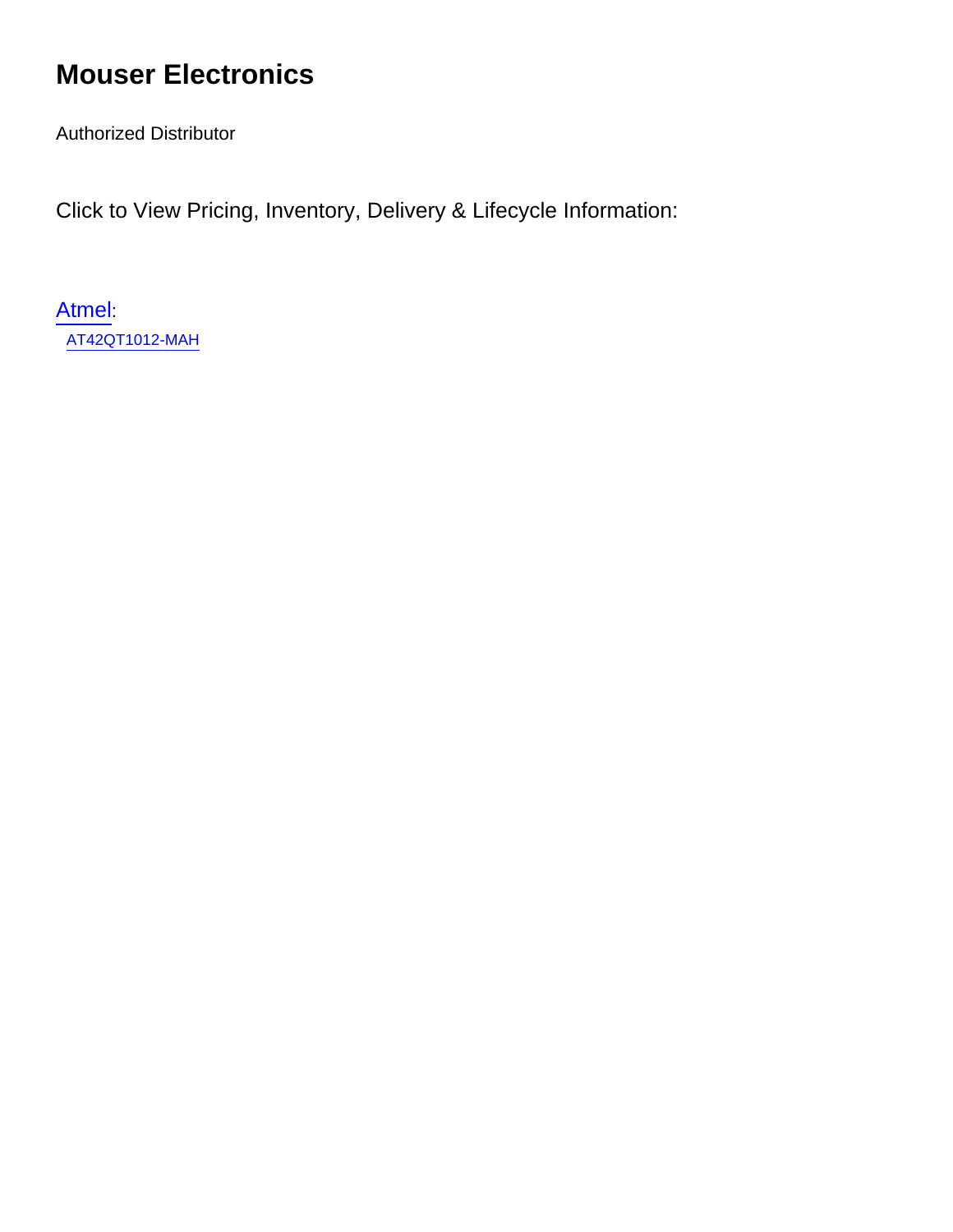# Mouser Electronics

Authorized Distributor

Click to View Pricing, Inventory, Delivery & Lifecycle Information:

Atmel:

AT42QT1012-MAH